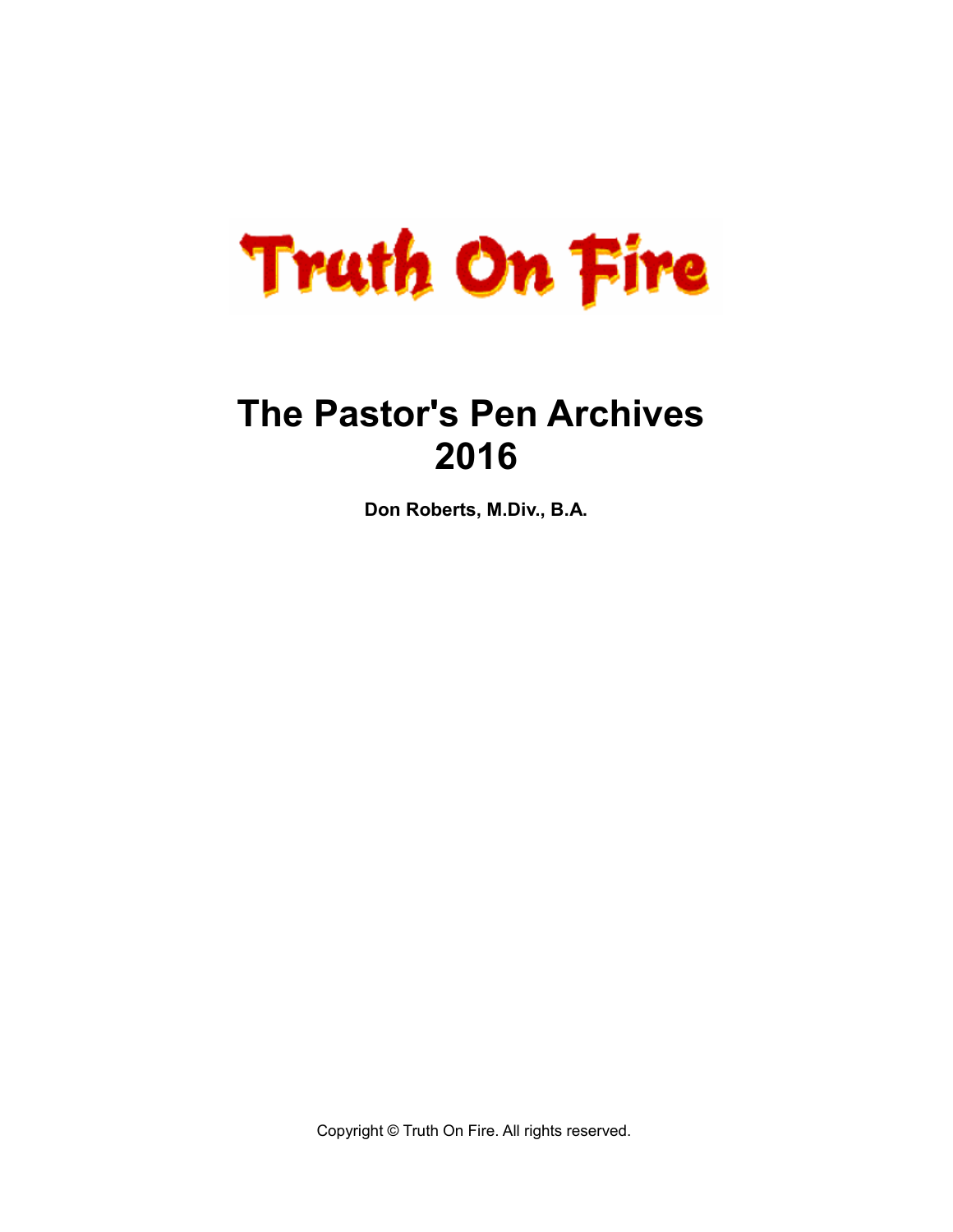Truth On Fire

# The Pastor's Pen Archives 2016

**Don Roberts, M.Div., B.A.**

Copyright © Truth On Fire. All rights reserved.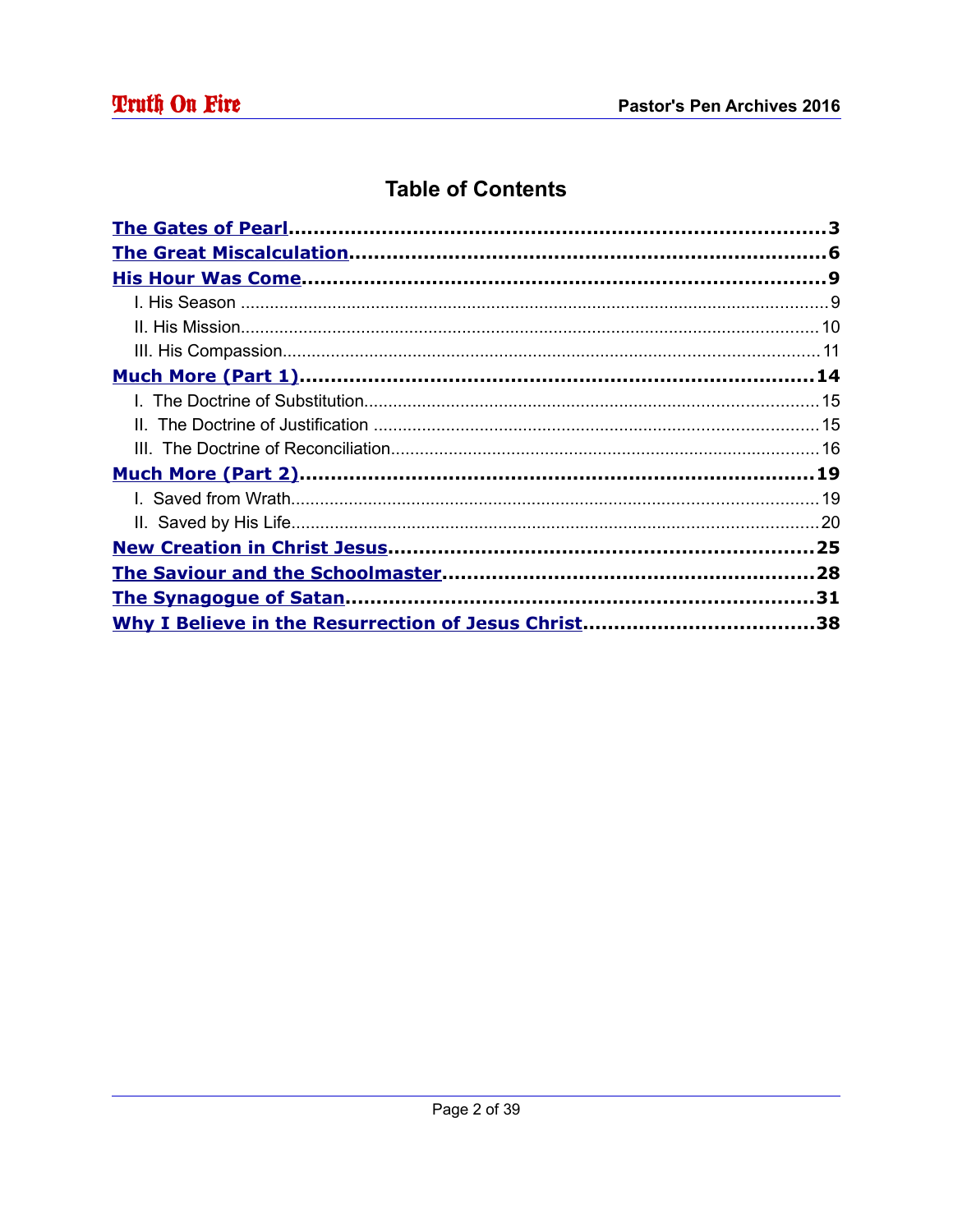## Table of Contents

**[The Gates of Pearl](#)** ..... 3

**[The Great Miscalculation](#)** ..... 6

**[His Hour Was Come](#)** ..... 9

- I. His Season ..... 9
- II. His Mission ..... 10
- III. His Compassion ..... 11

**[Much More (Part 1)](#)** ..... 14

- I. The Doctrine of Substitution ..... 15
- II. The Doctrine of Justification ..... 15
- III. The Doctrine of Reconciliation ..... 16

**[Much More (Part 2)](#)** ..... 19

- I. Saved from Wrath ..... 19
- II. Saved by His Life ..... 20

**[New Creation in Christ Jesus](#)** ..... 25

**[The Saviour and the Schoolmaster](#)** ..... 28

**[The Synagogue of Satan](#)** ..... 31

**[Why I Believe in the Resurrection of Jesus Christ](#)** ..... 38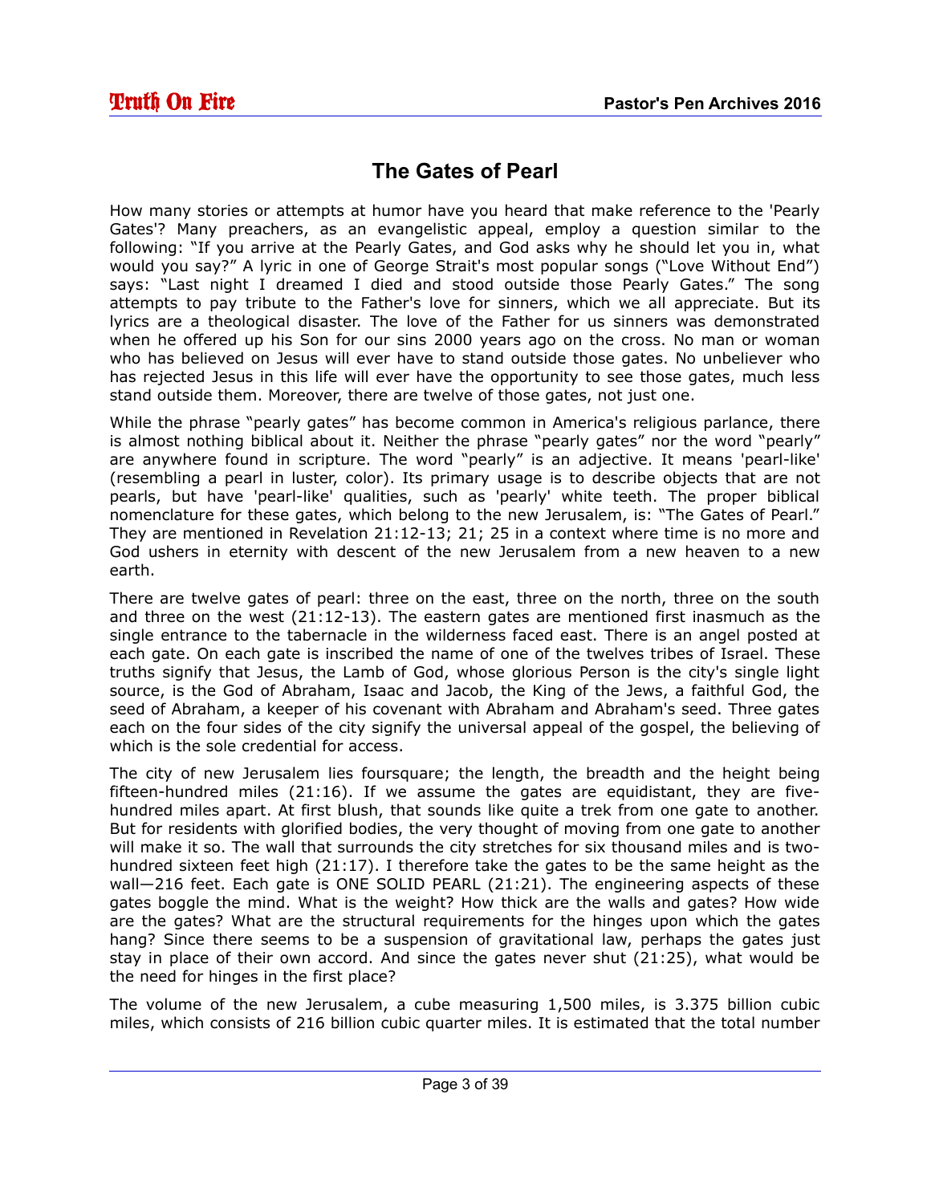## The Gates of Pearl

How many stories or attempts at humor have you heard that make reference to the 'Pearly Gates'? Many preachers, as an evangelistic appeal, employ a question similar to the following: "If you arrive at the Pearly Gates, and God asks why he should let you in, what would you say?" A lyric in one of George Strait's most popular songs ("Love Without End") says: "Last night I dreamed I died and stood outside those Pearly Gates." The song attempts to pay tribute to the Father's love for sinners, which we all appreciate. But its lyrics are a theological disaster. The love of the Father for us sinners was demonstrated when he offered up his Son for our sins 2000 years ago on the cross. No man or woman who has believed on Jesus will ever have to stand outside those gates. No unbeliever who has rejected Jesus in this life will ever have the opportunity to see those gates, much less stand outside them. Moreover, there are twelve of those gates, not just one.

While the phrase "pearly gates" has become common in America's religious parlance, there is almost nothing biblical about it. Neither the phrase "pearly gates" nor the word "pearly" are anywhere found in scripture. The word "pearly" is an adjective. It means 'pearl-like' (resembling a pearl in luster, color). Its primary usage is to describe objects that are not pearls, but have 'pearl-like' qualities, such as 'pearly' white teeth. The proper biblical nomenclature for these gates, which belong to the new Jerusalem, is: "The Gates of Pearl." They are mentioned in Revelation 21:12-13; 21; 25 in a context where time is no more and God ushers in eternity with descent of the new Jerusalem from a new heaven to a new earth.

There are twelve gates of pearl: three on the east, three on the north, three on the south and three on the west (21:12-13). The eastern gates are mentioned first inasmuch as the single entrance to the tabernacle in the wilderness faced east. There is an angel posted at each gate. On each gate is inscribed the name of one of the twelves tribes of Israel. These truths signify that Jesus, the Lamb of God, whose glorious Person is the city's single light source, is the God of Abraham, Isaac and Jacob, the King of the Jews, a faithful God, the seed of Abraham, a keeper of his covenant with Abraham and Abraham's seed. Three gates each on the four sides of the city signify the universal appeal of the gospel, the believing of which is the sole credential for access.

The city of new Jerusalem lies foursquare; the length, the breadth and the height being fifteen-hundred miles (21:16). If we assume the gates are equidistant, they are five-hundred miles apart. At first blush, that sounds like quite a trek from one gate to another. But for residents with glorified bodies, the very thought of moving from one gate to another will make it so. The wall that surrounds the city stretches for six thousand miles and is two-hundred sixteen feet high (21:17). I therefore take the gates to be the same height as the wall—216 feet. Each gate is ONE SOLID PEARL (21:21). The engineering aspects of these gates boggle the mind. What is the weight? How thick are the walls and gates? How wide are the gates? What are the structural requirements for the hinges upon which the gates hang? Since there seems to be a suspension of gravitational law, perhaps the gates just stay in place of their own accord. And since the gates never shut (21:25), what would be the need for hinges in the first place?

The volume of the new Jerusalem, a cube measuring 1,500 miles, is 3.375 billion cubic miles, which consists of 216 billion cubic quarter miles. It is estimated that the total number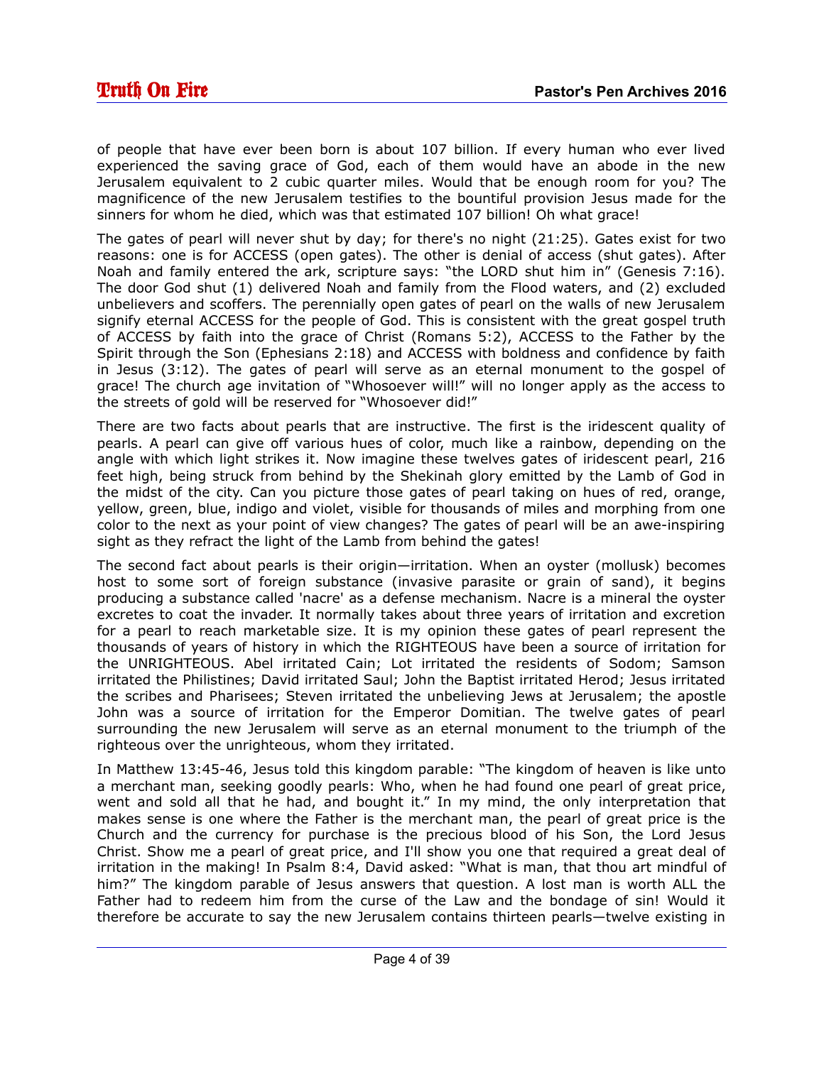of people that have ever been born is about 107 billion. If every human who ever lived experienced the saving grace of God, each of them would have an abode in the new Jerusalem equivalent to 2 cubic quarter miles. Would that be enough room for you? The magnificence of the new Jerusalem testifies to the bountiful provision Jesus made for the sinners for whom he died, which was that estimated 107 billion! Oh what grace!

The gates of pearl will never shut by day; for there's no night (21:25). Gates exist for two reasons: one is for ACCESS (open gates). The other is denial of access (shut gates). After Noah and family entered the ark, scripture says: "the LORD shut him in" (Genesis 7:16). The door God shut (1) delivered Noah and family from the Flood waters, and (2) excluded unbelievers and scoffers. The perennially open gates of pearl on the walls of new Jerusalem signify eternal ACCESS for the people of God. This is consistent with the great gospel truth of ACCESS by faith into the grace of Christ (Romans 5:2), ACCESS to the Father by the Spirit through the Son (Ephesians 2:18) and ACCESS with boldness and confidence by faith in Jesus (3:12). The gates of pearl will serve as an eternal monument to the gospel of grace! The church age invitation of "Whosoever will!" will no longer apply as the access to the streets of gold will be reserved for "Whosoever did!"

There are two facts about pearls that are instructive. The first is the iridescent quality of pearls. A pearl can give off various hues of color, much like a rainbow, depending on the angle with which light strikes it. Now imagine these twelves gates of iridescent pearl, 216 feet high, being struck from behind by the Shekinah glory emitted by the Lamb of God in the midst of the city. Can you picture those gates of pearl taking on hues of red, orange, yellow, green, blue, indigo and violet, visible for thousands of miles and morphing from one color to the next as your point of view changes? The gates of pearl will be an awe-inspiring sight as they refract the light of the Lamb from behind the gates!

The second fact about pearls is their origin—irritation. When an oyster (mollusk) becomes host to some sort of foreign substance (invasive parasite or grain of sand), it begins producing a substance called 'nacre' as a defense mechanism. Nacre is a mineral the oyster excretes to coat the invader. It normally takes about three years of irritation and excretion for a pearl to reach marketable size. It is my opinion these gates of pearl represent the thousands of years of history in which the RIGHTEOUS have been a source of irritation for the UNRIGHTEOUS. Abel irritated Cain; Lot irritated the residents of Sodom; Samson irritated the Philistines; David irritated Saul; John the Baptist irritated Herod; Jesus irritated the scribes and Pharisees; Steven irritated the unbelieving Jews at Jerusalem; the apostle John was a source of irritation for the Emperor Domitian. The twelve gates of pearl surrounding the new Jerusalem will serve as an eternal monument to the triumph of the righteous over the unrighteous, whom they irritated.

In Matthew 13:45-46, Jesus told this kingdom parable: "The kingdom of heaven is like unto a merchant man, seeking goodly pearls: Who, when he had found one pearl of great price, went and sold all that he had, and bought it." In my mind, the only interpretation that makes sense is one where the Father is the merchant man, the pearl of great price is the Church and the currency for purchase is the precious blood of his Son, the Lord Jesus Christ. Show me a pearl of great price, and I'll show you one that required a great deal of irritation in the making! In Psalm 8:4, David asked: "What is man, that thou art mindful of him?" The kingdom parable of Jesus answers that question. A lost man is worth ALL the Father had to redeem him from the curse of the Law and the bondage of sin! Would it therefore be accurate to say the new Jerusalem contains thirteen pearls—twelve existing in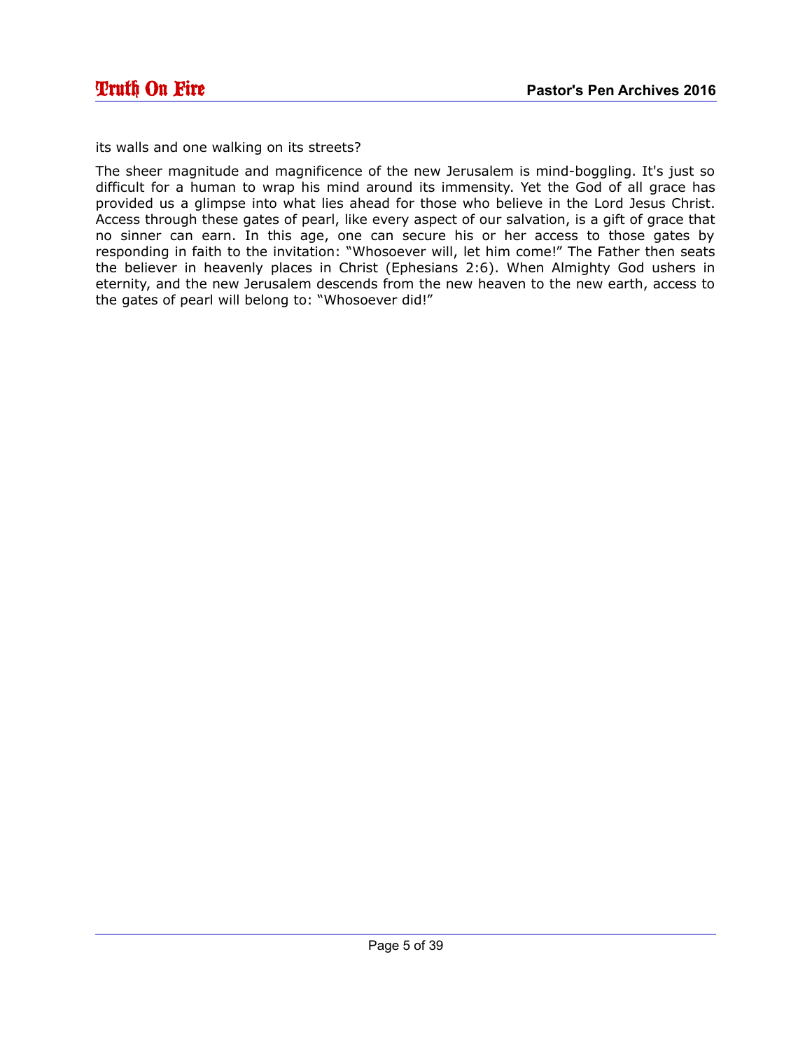its walls and one walking on its streets?

The sheer magnitude and magnificence of the new Jerusalem is mind-boggling. It's just so difficult for a human to wrap his mind around its immensity. Yet the God of all grace has provided us a glimpse into what lies ahead for those who believe in the Lord Jesus Christ. Access through these gates of pearl, like every aspect of our salvation, is a gift of grace that no sinner can earn. In this age, one can secure his or her access to those gates by responding in faith to the invitation: “Whosoever will, let him come!” The Father then seats the believer in heavenly places in Christ (Ephesians 2:6). When Almighty God ushers in eternity, and the new Jerusalem descends from the new heaven to the new earth, access to the gates of pearl will belong to: “Whosoever did!”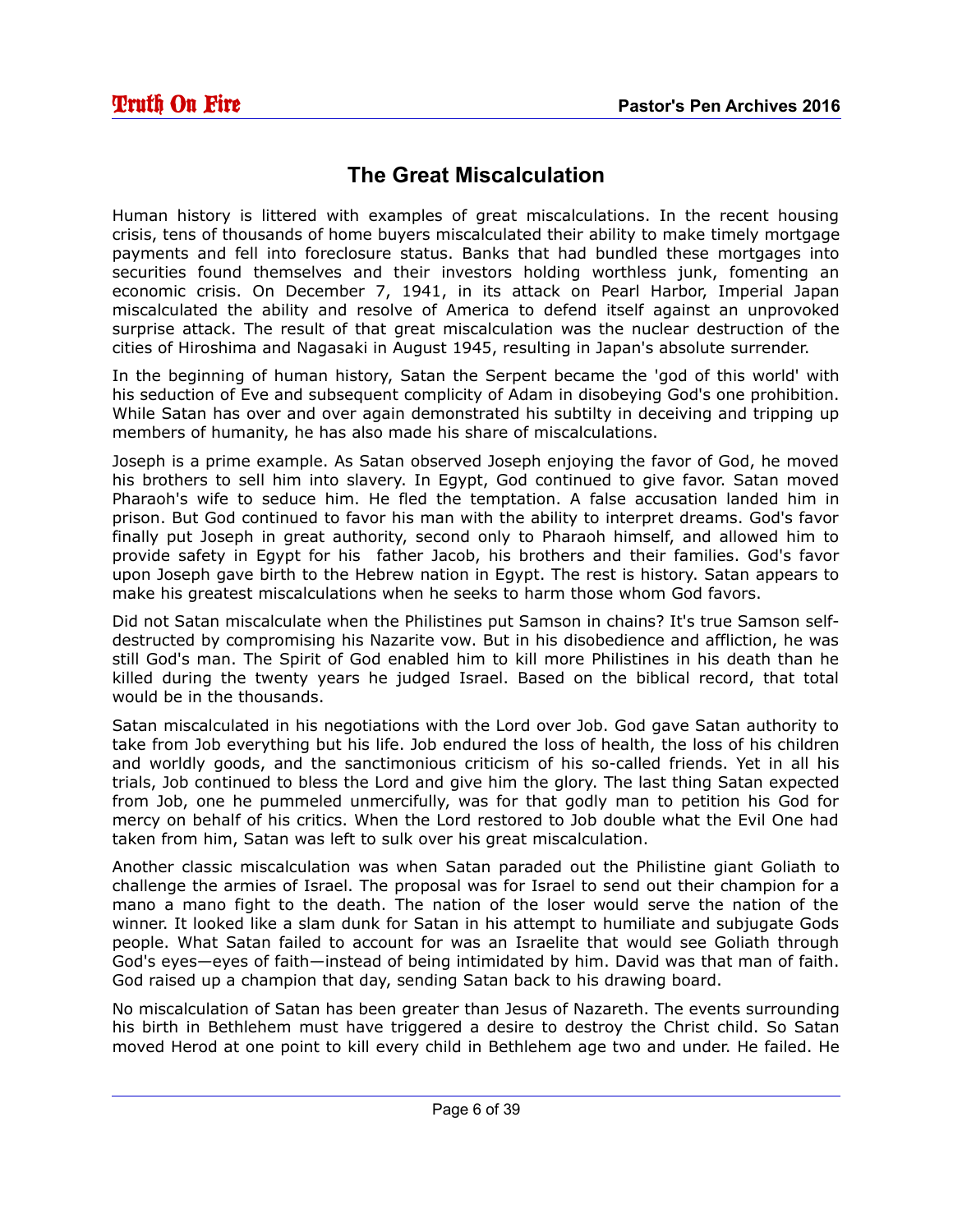## The Great Miscalculation

Human history is littered with examples of great miscalculations. In the recent housing crisis, tens of thousands of home buyers miscalculated their ability to make timely mortgage payments and fell into foreclosure status. Banks that had bundled these mortgages into securities found themselves and their investors holding worthless junk, fomenting an economic crisis. On December 7, 1941, in its attack on Pearl Harbor, Imperial Japan miscalculated the ability and resolve of America to defend itself against an unprovoked surprise attack. The result of that great miscalculation was the nuclear destruction of the cities of Hiroshima and Nagasaki in August 1945, resulting in Japan's absolute surrender.

In the beginning of human history, Satan the Serpent became the 'god of this world' with his seduction of Eve and subsequent complicity of Adam in disobeying God's one prohibition. While Satan has over and over again demonstrated his subtilty in deceiving and tripping up members of humanity, he has also made his share of miscalculations.

Joseph is a prime example. As Satan observed Joseph enjoying the favor of God, he moved his brothers to sell him into slavery. In Egypt, God continued to give favor. Satan moved Pharaoh's wife to seduce him. He fled the temptation. A false accusation landed him in prison. But God continued to favor his man with the ability to interpret dreams. God's favor finally put Joseph in great authority, second only to Pharaoh himself, and allowed him to provide safety in Egypt for his father Jacob, his brothers and their families. God's favor upon Joseph gave birth to the Hebrew nation in Egypt. The rest is history. Satan appears to make his greatest miscalculations when he seeks to harm those whom God favors.

Did not Satan miscalculate when the Philistines put Samson in chains? It's true Samson self-destructed by compromising his Nazarite vow. But in his disobedience and affliction, he was still God's man. The Spirit of God enabled him to kill more Philistines in his death than he killed during the twenty years he judged Israel. Based on the biblical record, that total would be in the thousands.

Satan miscalculated in his negotiations with the Lord over Job. God gave Satan authority to take from Job everything but his life. Job endured the loss of health, the loss of his children and worldly goods, and the sanctimonious criticism of his so-called friends. Yet in all his trials, Job continued to bless the Lord and give him the glory. The last thing Satan expected from Job, one he pummeled unmercifully, was for that godly man to petition his God for mercy on behalf of his critics. When the Lord restored to Job double what the Evil One had taken from him, Satan was left to sulk over his great miscalculation.

Another classic miscalculation was when Satan paraded out the Philistine giant Goliath to challenge the armies of Israel. The proposal was for Israel to send out their champion for a mano a mano fight to the death. The nation of the loser would serve the nation of the winner. It looked like a slam dunk for Satan in his attempt to humiliate and subjugate Gods people. What Satan failed to account for was an Israelite that would see Goliath through God's eyes—eyes of faith—instead of being intimidated by him. David was that man of faith. God raised up a champion that day, sending Satan back to his drawing board.

No miscalculation of Satan has been greater than Jesus of Nazareth. The events surrounding his birth in Bethlehem must have triggered a desire to destroy the Christ child. So Satan moved Herod at one point to kill every child in Bethlehem age two and under. He failed. He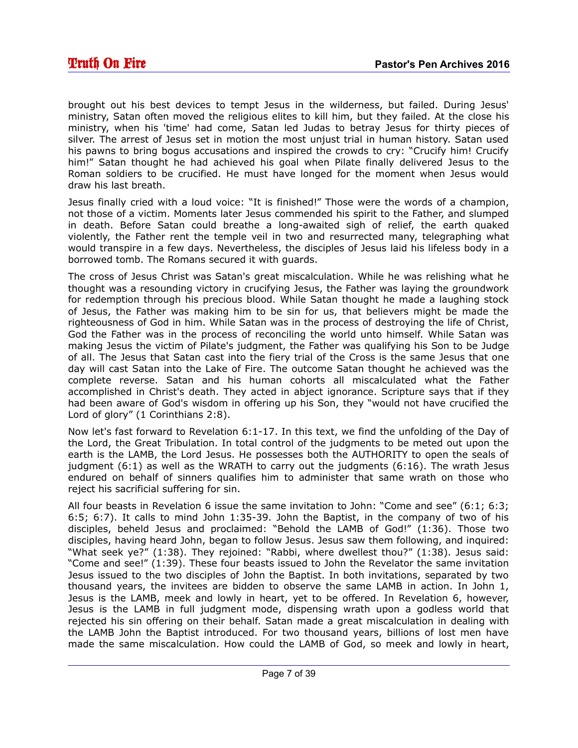brought out his best devices to tempt Jesus in the wilderness, but failed. During Jesus' ministry, Satan often moved the religious elites to kill him, but they failed. At the close his ministry, when his 'time' had come, Satan led Judas to betray Jesus for thirty pieces of silver. The arrest of Jesus set in motion the most unjust trial in human history. Satan used his pawns to bring bogus accusations and inspired the crowds to cry: "Crucify him! Crucify him!" Satan thought he had achieved his goal when Pilate finally delivered Jesus to the Roman soldiers to be crucified. He must have longed for the moment when Jesus would draw his last breath.

Jesus finally cried with a loud voice: "It is finished!" Those were the words of a champion, not those of a victim. Moments later Jesus commended his spirit to the Father, and slumped in death. Before Satan could breathe a long-awaited sigh of relief, the earth quaked violently, the Father rent the temple veil in two and resurrected many, telegraphing what would transpire in a few days. Nevertheless, the disciples of Jesus laid his lifeless body in a borrowed tomb. The Romans secured it with guards.

The cross of Jesus Christ was Satan's great miscalculation. While he was relishing what he thought was a resounding victory in crucifying Jesus, the Father was laying the groundwork for redemption through his precious blood. While Satan thought he made a laughing stock of Jesus, the Father was making him to be sin for us, that believers might be made the righteousness of God in him. While Satan was in the process of destroying the life of Christ, God the Father was in the process of reconciling the world unto himself. While Satan was making Jesus the victim of Pilate's judgment, the Father was qualifying his Son to be Judge of all. The Jesus that Satan cast into the fiery trial of the Cross is the same Jesus that one day will cast Satan into the Lake of Fire. The outcome Satan thought he achieved was the complete reverse. Satan and his human cohorts all miscalculated what the Father accomplished in Christ's death. They acted in abject ignorance. Scripture says that if they had been aware of God's wisdom in offering up his Son, they "would not have crucified the Lord of glory" (1 Corinthians 2:8).

Now let's fast forward to Revelation 6:1-17. In this text, we find the unfolding of the Day of the Lord, the Great Tribulation. In total control of the judgments to be meted out upon the earth is the LAMB, the Lord Jesus. He possesses both the AUTHORITY to open the seals of judgment (6:1) as well as the WRATH to carry out the judgments (6:16). The wrath Jesus endured on behalf of sinners qualifies him to administer that same wrath on those who reject his sacrificial suffering for sin.

All four beasts in Revelation 6 issue the same invitation to John: "Come and see" (6:1; 6:3; 6:5; 6:7). It calls to mind John 1:35-39. John the Baptist, in the company of two of his disciples, beheld Jesus and proclaimed: "Behold the LAMB of God!" (1:36). Those two disciples, having heard John, began to follow Jesus. Jesus saw them following, and inquired: "What seek ye?" (1:38). They rejoined: "Rabbi, where dwellest thou?" (1:38). Jesus said: "Come and see!" (1:39). These four beasts issued to John the Revelator the same invitation Jesus issued to the two disciples of John the Baptist. In both invitations, separated by two thousand years, the invitees are bidden to observe the same LAMB in action. In John 1, Jesus is the LAMB, meek and lowly in heart, yet to be offered. In Revelation 6, however, Jesus is the LAMB in full judgment mode, dispensing wrath upon a godless world that rejected his sin offering on their behalf. Satan made a great miscalculation in dealing with the LAMB John the Baptist introduced. For two thousand years, billions of lost men have made the same miscalculation. How could the LAMB of God, so meek and lowly in heart,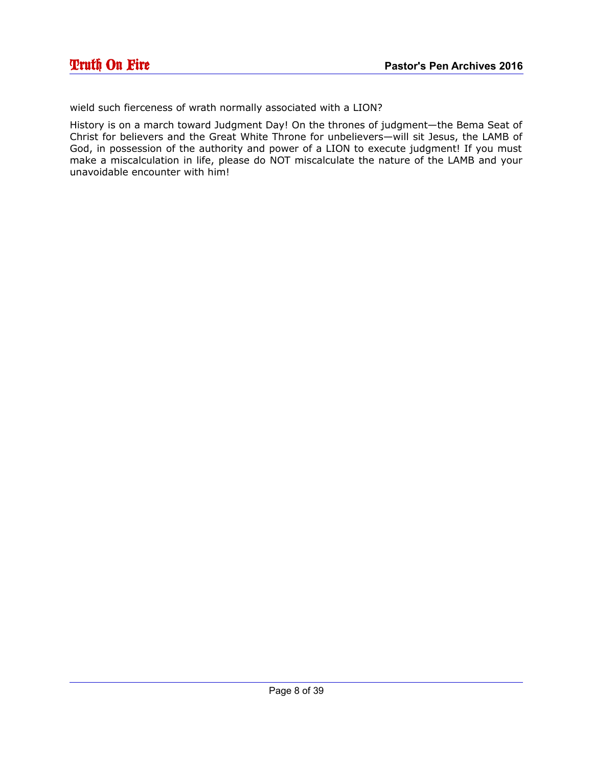wield such fierceness of wrath normally associated with a LION?

History is on a march toward Judgment Day! On the thrones of judgment—the Bema Seat of Christ for believers and the Great White Throne for unbelievers—will sit Jesus, the LAMB of God, in possession of the authority and power of a LION to execute judgment! If you must make a miscalculation in life, please do NOT miscalculate the nature of the LAMB and your unavoidable encounter with him!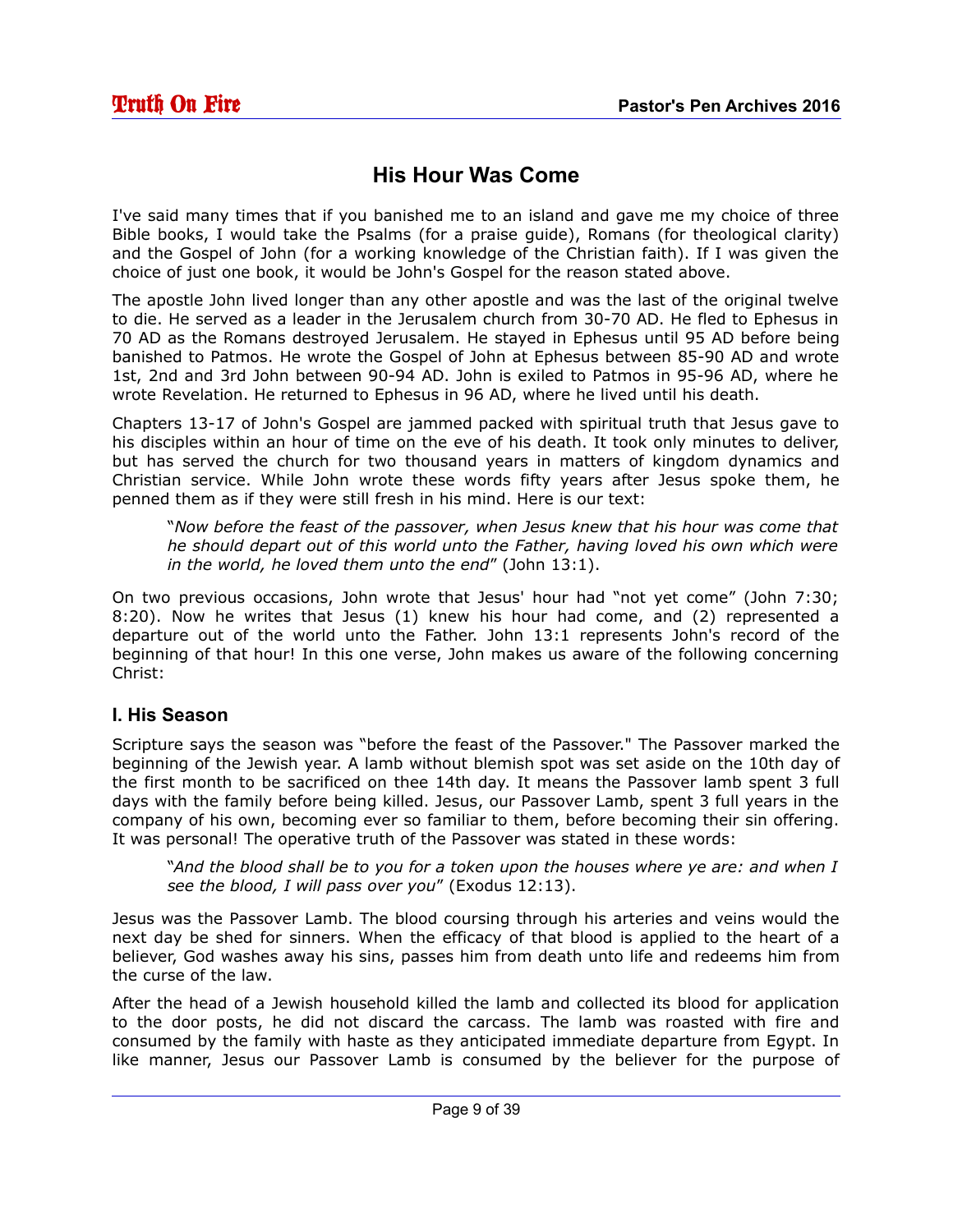# His Hour Was Come

I've said many times that if you banished me to an island and gave me my choice of three Bible books, I would take the Psalms (for a praise guide), Romans (for theological clarity) and the Gospel of John (for a working knowledge of the Christian faith). If I was given the choice of just one book, it would be John's Gospel for the reason stated above.

The apostle John lived longer than any other apostle and was the last of the original twelve to die. He served as a leader in the Jerusalem church from 30-70 AD. He fled to Ephesus in 70 AD as the Romans destroyed Jerusalem. He stayed in Ephesus until 95 AD before being banished to Patmos. He wrote the Gospel of John at Ephesus between 85-90 AD and wrote 1st, 2nd and 3rd John between 90-94 AD. John is exiled to Patmos in 95-96 AD, where he wrote Revelation. He returned to Ephesus in 96 AD, where he lived until his death.

Chapters 13-17 of John's Gospel are jammed packed with spiritual truth that Jesus gave to his disciples within an hour of time on the eve of his death. It took only minutes to deliver, but has served the church for two thousand years in matters of kingdom dynamics and Christian service. While John wrote these words fifty years after Jesus spoke them, he penned them as if they were still fresh in his mind. Here is our text:

> "*Now before the feast of the passover, when Jesus knew that his hour was come that he should depart out of this world unto the Father, having loved his own which were in the world, he loved them unto the end*" (John 13:1).

On two previous occasions, John wrote that Jesus' hour had "not yet come" (John 7:30; 8:20). Now he writes that Jesus (1) knew his hour had come, and (2) represented a departure out of the world unto the Father. John 13:1 represents John's record of the beginning of that hour! In this one verse, John makes us aware of the following concerning Christ:

## I. His Season

Scripture says the season was "before the feast of the Passover." The Passover marked the beginning of the Jewish year. A lamb without blemish spot was set aside on the 10th day of the first month to be sacrificed on thee 14th day. It means the Passover lamb spent 3 full days with the family before being killed. Jesus, our Passover Lamb, spent 3 full years in the company of his own, becoming ever so familiar to them, before becoming their sin offering. It was personal! The operative truth of the Passover was stated in these words:

> "*And the blood shall be to you for a token upon the houses where ye are: and when I see the blood, I will pass over you*" (Exodus 12:13).

Jesus was the Passover Lamb. The blood coursing through his arteries and veins would the next day be shed for sinners. When the efficacy of that blood is applied to the heart of a believer, God washes away his sins, passes him from death unto life and redeems him from the curse of the law.

After the head of a Jewish household killed the lamb and collected its blood for application to the door posts, he did not discard the carcass. The lamb was roasted with fire and consumed by the family with haste as they anticipated immediate departure from Egypt. In like manner, Jesus our Passover Lamb is consumed by the believer for the purpose of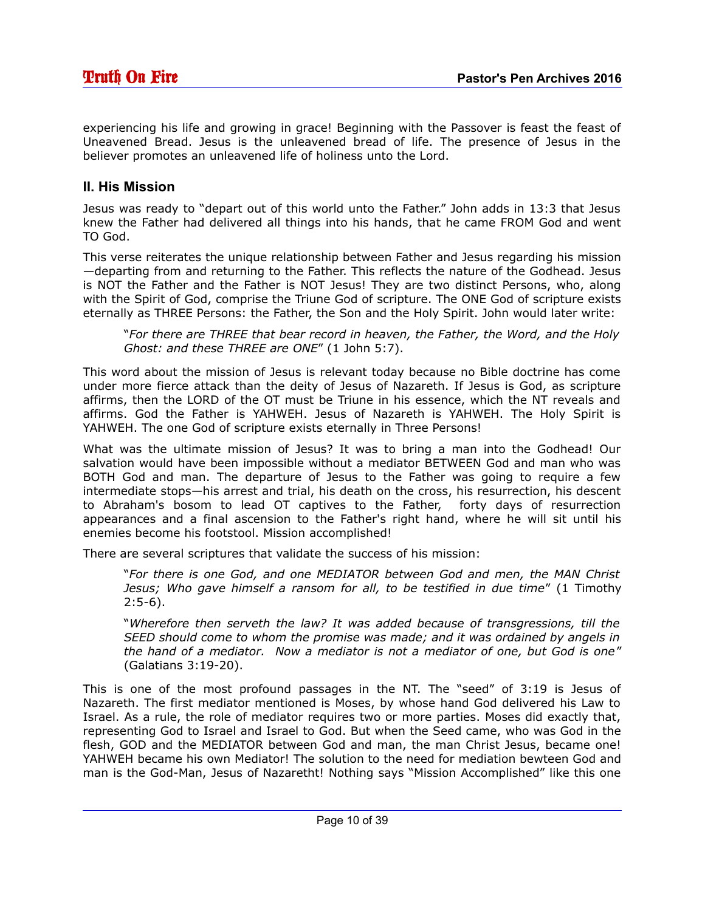experiencing his life and growing in grace! Beginning with the Passover is feast the feast of Uneavened Bread. Jesus is the unleavened bread of life. The presence of Jesus in the believer promotes an unleavened life of holiness unto the Lord.

## II. His Mission

Jesus was ready to "depart out of this world unto the Father." John adds in 13:3 that Jesus knew the Father had delivered all things into his hands, that he came FROM God and went TO God.

This verse reiterates the unique relationship between Father and Jesus regarding his mission—departing from and returning to the Father. This reflects the nature of the Godhead. Jesus is NOT the Father and the Father is NOT Jesus! They are two distinct Persons, who, along with the Spirit of God, comprise the Triune God of scripture. The ONE God of scripture exists eternally as THREE Persons: the Father, the Son and the Holy Spirit. John would later write:

> "*For there are THREE that bear record in heaven, the Father, the Word, and the Holy Ghost: and these THREE are ONE*" (1 John 5:7).

This word about the mission of Jesus is relevant today because no Bible doctrine has come under more fierce attack than the deity of Jesus of Nazareth. If Jesus is God, as scripture affirms, then the LORD of the OT must be Triune in his essence, which the NT reveals and affirms. God the Father is YAHWEH. Jesus of Nazareth is YAHWEH. The Holy Spirit is YAHWEH. The one God of scripture exists eternally in Three Persons!

What was the ultimate mission of Jesus? It was to bring a man into the Godhead! Our salvation would have been impossible without a mediator BETWEEN God and man who was BOTH God and man. The departure of Jesus to the Father was going to require a few intermediate stops—his arrest and trial, his death on the cross, his resurrection, his descent to Abraham's bosom to lead OT captives to the Father, forty days of resurrection appearances and a final ascension to the Father's right hand, where he will sit until his enemies become his footstool. Mission accomplished!

There are several scriptures that validate the success of his mission:

> "*For there is one God, and one MEDIATOR between God and men, the MAN Christ Jesus; Who gave himself a ransom for all, to be testified in due time*" (1 Timothy 2:5-6).

> "*Wherefore then serveth the law? It was added because of transgressions, till the SEED should come to whom the promise was made; and it was ordained by angels in the hand of a mediator. Now a mediator is not a mediator of one, but God is one"* (Galatians 3:19-20).

This is one of the most profound passages in the NT. The "seed" of 3:19 is Jesus of Nazareth. The first mediator mentioned is Moses, by whose hand God delivered his Law to Israel. As a rule, the role of mediator requires two or more parties. Moses did exactly that, representing God to Israel and Israel to God. But when the Seed came, who was God in the flesh, GOD and the MEDIATOR between God and man, the man Christ Jesus, became one! YAHWEH became his own Mediator! The solution to the need for mediation bewteen God and man is the God-Man, Jesus of Nazaretht! Nothing says "Mission Accomplished" like this one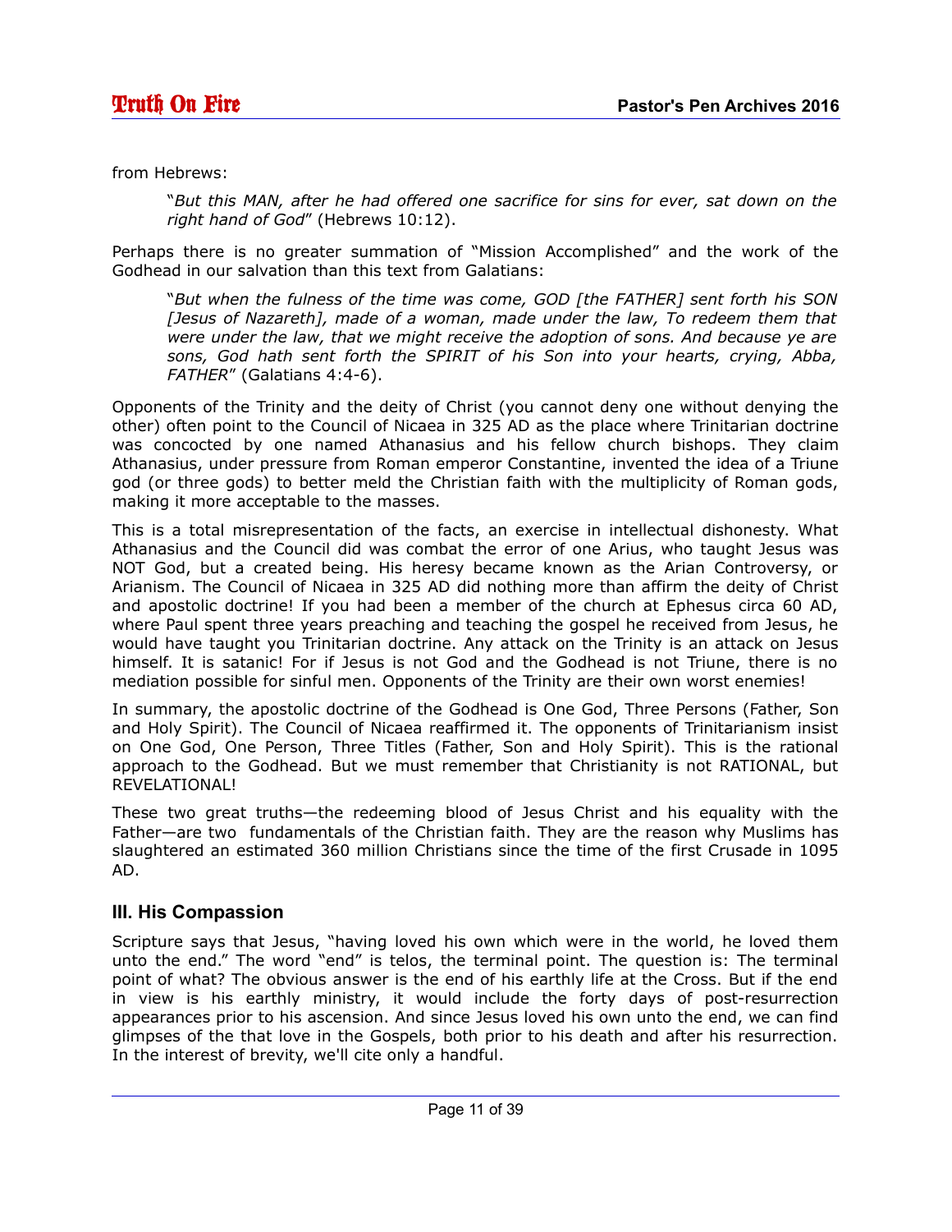from Hebrews:

> "*But this MAN, after he had offered one sacrifice for sins for ever, sat down on the right hand of God*" (Hebrews 10:12).

Perhaps there is no greater summation of "Mission Accomplished" and the work of the Godhead in our salvation than this text from Galatians:

> "*But when the fulness of the time was come, GOD [the FATHER] sent forth his SON [Jesus of Nazareth], made of a woman, made under the law, To redeem them that were under the law, that we might receive the adoption of sons. And because ye are sons, God hath sent forth the SPIRIT of his Son into your hearts, crying, Abba, FATHER*" (Galatians 4:4-6).

Opponents of the Trinity and the deity of Christ (you cannot deny one without denying the other) often point to the Council of Nicaea in 325 AD as the place where Trinitarian doctrine was concocted by one named Athanasius and his fellow church bishops. They claim Athanasius, under pressure from Roman emperor Constantine, invented the idea of a Triune god (or three gods) to better meld the Christian faith with the multiplicity of Roman gods, making it more acceptable to the masses.

This is a total misrepresentation of the facts, an exercise in intellectual dishonesty. What Athanasius and the Council did was combat the error of one Arius, who taught Jesus was NOT God, but a created being. His heresy became known as the Arian Controversy, or Arianism. The Council of Nicaea in 325 AD did nothing more than affirm the deity of Christ and apostolic doctrine! If you had been a member of the church at Ephesus circa 60 AD, where Paul spent three years preaching and teaching the gospel he received from Jesus, he would have taught you Trinitarian doctrine. Any attack on the Trinity is an attack on Jesus himself. It is satanic! For if Jesus is not God and the Godhead is not Triune, there is no mediation possible for sinful men. Opponents of the Trinity are their own worst enemies!

In summary, the apostolic doctrine of the Godhead is One God, Three Persons (Father, Son and Holy Spirit). The Council of Nicaea reaffirmed it. The opponents of Trinitarianism insist on One God, One Person, Three Titles (Father, Son and Holy Spirit). This is the rational approach to the Godhead. But we must remember that Christianity is not RATIONAL, but REVELATIONAL!

These two great truths—the redeeming blood of Jesus Christ and his equality with the Father—are two fundamentals of the Christian faith. They are the reason why Muslims has slaughtered an estimated 360 million Christians since the time of the first Crusade in 1095 AD.

### III. His Compassion

Scripture says that Jesus, "having loved his own which were in the world, he loved them unto the end." The word "end" is telos, the terminal point. The question is: The terminal point of what? The obvious answer is the end of his earthly life at the Cross. But if the end in view is his earthly ministry, it would include the forty days of post-resurrection appearances prior to his ascension. And since Jesus loved his own unto the end, we can find glimpses of the that love in the Gospels, both prior to his death and after his resurrection. In the interest of brevity, we'll cite only a handful.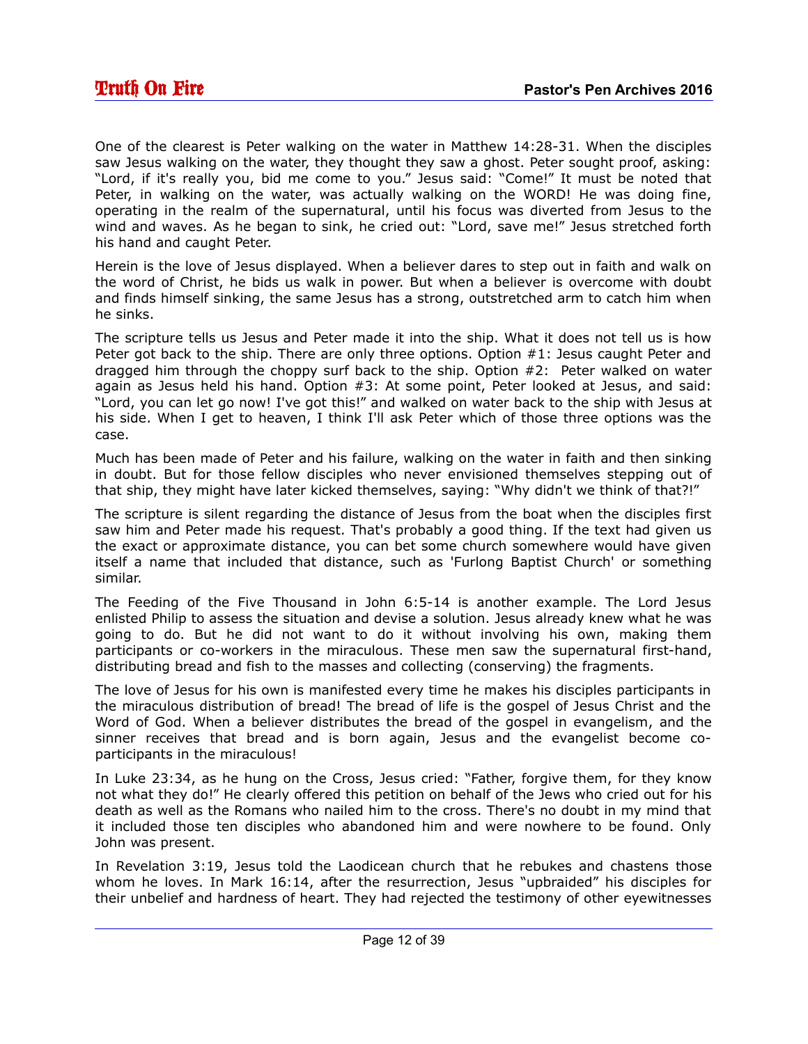One of the clearest is Peter walking on the water in Matthew 14:28-31. When the disciples saw Jesus walking on the water, they thought they saw a ghost. Peter sought proof, asking: "Lord, if it's really you, bid me come to you." Jesus said: "Come!" It must be noted that Peter, in walking on the water, was actually walking on the WORD! He was doing fine, operating in the realm of the supernatural, until his focus was diverted from Jesus to the wind and waves. As he began to sink, he cried out: "Lord, save me!" Jesus stretched forth his hand and caught Peter.

Herein is the love of Jesus displayed. When a believer dares to step out in faith and walk on the word of Christ, he bids us walk in power. But when a believer is overcome with doubt and finds himself sinking, the same Jesus has a strong, outstretched arm to catch him when he sinks.

The scripture tells us Jesus and Peter made it into the ship. What it does not tell us is how Peter got back to the ship. There are only three options. Option #1: Jesus caught Peter and dragged him through the choppy surf back to the ship. Option #2: Peter walked on water again as Jesus held his hand. Option #3: At some point, Peter looked at Jesus, and said: "Lord, you can let go now! I've got this!" and walked on water back to the ship with Jesus at his side. When I get to heaven, I think I'll ask Peter which of those three options was the case.

Much has been made of Peter and his failure, walking on the water in faith and then sinking in doubt. But for those fellow disciples who never envisioned themselves stepping out of that ship, they might have later kicked themselves, saying: "Why didn't we think of that?!"

The scripture is silent regarding the distance of Jesus from the boat when the disciples first saw him and Peter made his request. That's probably a good thing. If the text had given us the exact or approximate distance, you can bet some church somewhere would have given itself a name that included that distance, such as 'Furlong Baptist Church' or something similar.

The Feeding of the Five Thousand in John 6:5-14 is another example. The Lord Jesus enlisted Philip to assess the situation and devise a solution. Jesus already knew what he was going to do. But he did not want to do it without involving his own, making them participants or co-workers in the miraculous. These men saw the supernatural first-hand, distributing bread and fish to the masses and collecting (conserving) the fragments.

The love of Jesus for his own is manifested every time he makes his disciples participants in the miraculous distribution of bread! The bread of life is the gospel of Jesus Christ and the Word of God. When a believer distributes the bread of the gospel in evangelism, and the sinner receives that bread and is born again, Jesus and the evangelist become co-participants in the miraculous!

In Luke 23:34, as he hung on the Cross, Jesus cried: "Father, forgive them, for they know not what they do!" He clearly offered this petition on behalf of the Jews who cried out for his death as well as the Romans who nailed him to the cross. There's no doubt in my mind that it included those ten disciples who abandoned him and were nowhere to be found. Only John was present.

In Revelation 3:19, Jesus told the Laodicean church that he rebukes and chastens those whom he loves. In Mark 16:14, after the resurrection, Jesus "upbraided" his disciples for their unbelief and hardness of heart. They had rejected the testimony of other eyewitnesses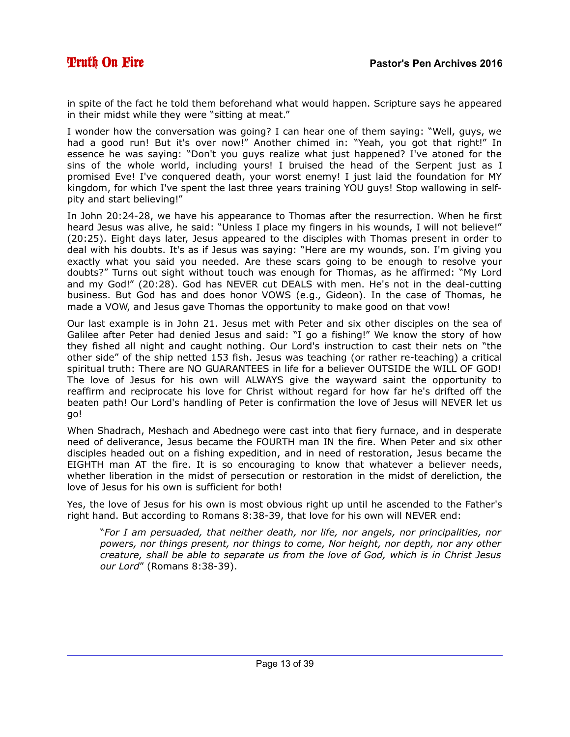in spite of the fact he told them beforehand what would happen. Scripture says he appeared in their midst while they were "sitting at meat."

I wonder how the conversation was going? I can hear one of them saying: "Well, guys, we had a good run! But it's over now!" Another chimed in: "Yeah, you got that right!" In essence he was saying: "Don't you guys realize what just happened? I've atoned for the sins of the whole world, including yours! I bruised the head of the Serpent just as I promised Eve! I've conquered death, your worst enemy! I just laid the foundation for MY kingdom, for which I've spent the last three years training YOU guys! Stop wallowing in self-pity and start believing!"

In John 20:24-28, we have his appearance to Thomas after the resurrection. When he first heard Jesus was alive, he said: "Unless I place my fingers in his wounds, I will not believe!" (20:25). Eight days later, Jesus appeared to the disciples with Thomas present in order to deal with his doubts. It's as if Jesus was saying: "Here are my wounds, son. I'm giving you exactly what you said you needed. Are these scars going to be enough to resolve your doubts?" Turns out sight without touch was enough for Thomas, as he affirmed: "My Lord and my God!" (20:28). God has NEVER cut DEALS with men. He's not in the deal-cutting business. But God has and does honor VOWS (e.g., Gideon). In the case of Thomas, he made a VOW, and Jesus gave Thomas the opportunity to make good on that vow!

Our last example is in John 21. Jesus met with Peter and six other disciples on the sea of Galilee after Peter had denied Jesus and said: "I go a fishing!" We know the story of how they fished all night and caught nothing. Our Lord's instruction to cast their nets on "the other side" of the ship netted 153 fish. Jesus was teaching (or rather re-teaching) a critical spiritual truth: There are NO GUARANTEES in life for a believer OUTSIDE the WILL OF GOD! The love of Jesus for his own will ALWAYS give the wayward saint the opportunity to reaffirm and reciprocate his love for Christ without regard for how far he's drifted off the beaten path! Our Lord's handling of Peter is confirmation the love of Jesus will NEVER let us go!

When Shadrach, Meshach and Abednego were cast into that fiery furnace, and in desperate need of deliverance, Jesus became the FOURTH man IN the fire. When Peter and six other disciples headed out on a fishing expedition, and in need of restoration, Jesus became the EIGHTH man AT the fire. It is so encouraging to know that whatever a believer needs, whether liberation in the midst of persecution or restoration in the midst of dereliction, the love of Jesus for his own is sufficient for both!

Yes, the love of Jesus for his own is most obvious right up until he ascended to the Father's right hand. But according to Romans 8:38-39, that love for his own will NEVER end:

> "*For I am persuaded, that neither death, nor life, nor angels, nor principalities, nor powers, nor things present, nor things to come, Nor height, nor depth, nor any other creature, shall be able to separate us from the love of God, which is in Christ Jesus our Lord*" (Romans 8:38-39).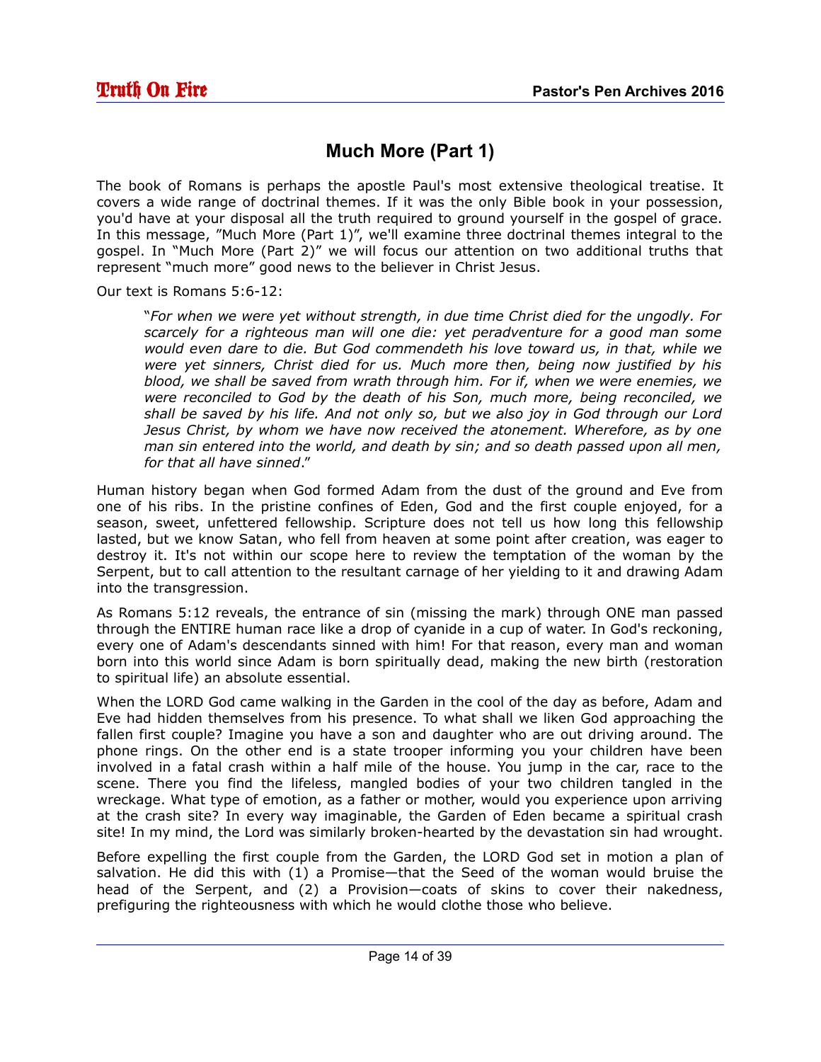# Much More (Part 1)

The book of Romans is perhaps the apostle Paul's most extensive theological treatise. It covers a wide range of doctrinal themes. If it was the only Bible book in your possession, you'd have at your disposal all the truth required to ground yourself in the gospel of grace. In this message, "Much More (Part 1)", we'll examine three doctrinal themes integral to the gospel. In "Much More (Part 2)" we will focus our attention on two additional truths that represent "much more" good news to the believer in Christ Jesus.

Our text is Romans 5:6-12:

> "*For when we were yet without strength, in due time Christ died for the ungodly. For scarcely for a righteous man will one die: yet peradventure for a good man some would even dare to die. But God commendeth his love toward us, in that, while we were yet sinners, Christ died for us. Much more then, being now justified by his blood, we shall be saved from wrath through him. For if, when we were enemies, we were reconciled to God by the death of his Son, much more, being reconciled, we shall be saved by his life. And not only so, but we also joy in God through our Lord Jesus Christ, by whom we have now received the atonement. Wherefore, as by one man sin entered into the world, and death by sin; and so death passed upon all men, for that all have sinned*."

Human history began when God formed Adam from the dust of the ground and Eve from one of his ribs. In the pristine confines of Eden, God and the first couple enjoyed, for a season, sweet, unfettered fellowship. Scripture does not tell us how long this fellowship lasted, but we know Satan, who fell from heaven at some point after creation, was eager to destroy it. It's not within our scope here to review the temptation of the woman by the Serpent, but to call attention to the resultant carnage of her yielding to it and drawing Adam into the transgression.

As Romans 5:12 reveals, the entrance of sin (missing the mark) through ONE man passed through the ENTIRE human race like a drop of cyanide in a cup of water. In God's reckoning, every one of Adam's descendants sinned with him! For that reason, every man and woman born into this world since Adam is born spiritually dead, making the new birth (restoration to spiritual life) an absolute essential.

When the LORD God came walking in the Garden in the cool of the day as before, Adam and Eve had hidden themselves from his presence. To what shall we liken God approaching the fallen first couple? Imagine you have a son and daughter who are out driving around. The phone rings. On the other end is a state trooper informing you your children have been involved in a fatal crash within a half mile of the house. You jump in the car, race to the scene. There you find the lifeless, mangled bodies of your two children tangled in the wreckage. What type of emotion, as a father or mother, would you experience upon arriving at the crash site? In every way imaginable, the Garden of Eden became a spiritual crash site! In my mind, the Lord was similarly broken-hearted by the devastation sin had wrought.

Before expelling the first couple from the Garden, the LORD God set in motion a plan of salvation. He did this with (1) a Promise—that the Seed of the woman would bruise the head of the Serpent, and (2) a Provision—coats of skins to cover their nakedness, prefiguring the righteousness with which he would clothe those who believe.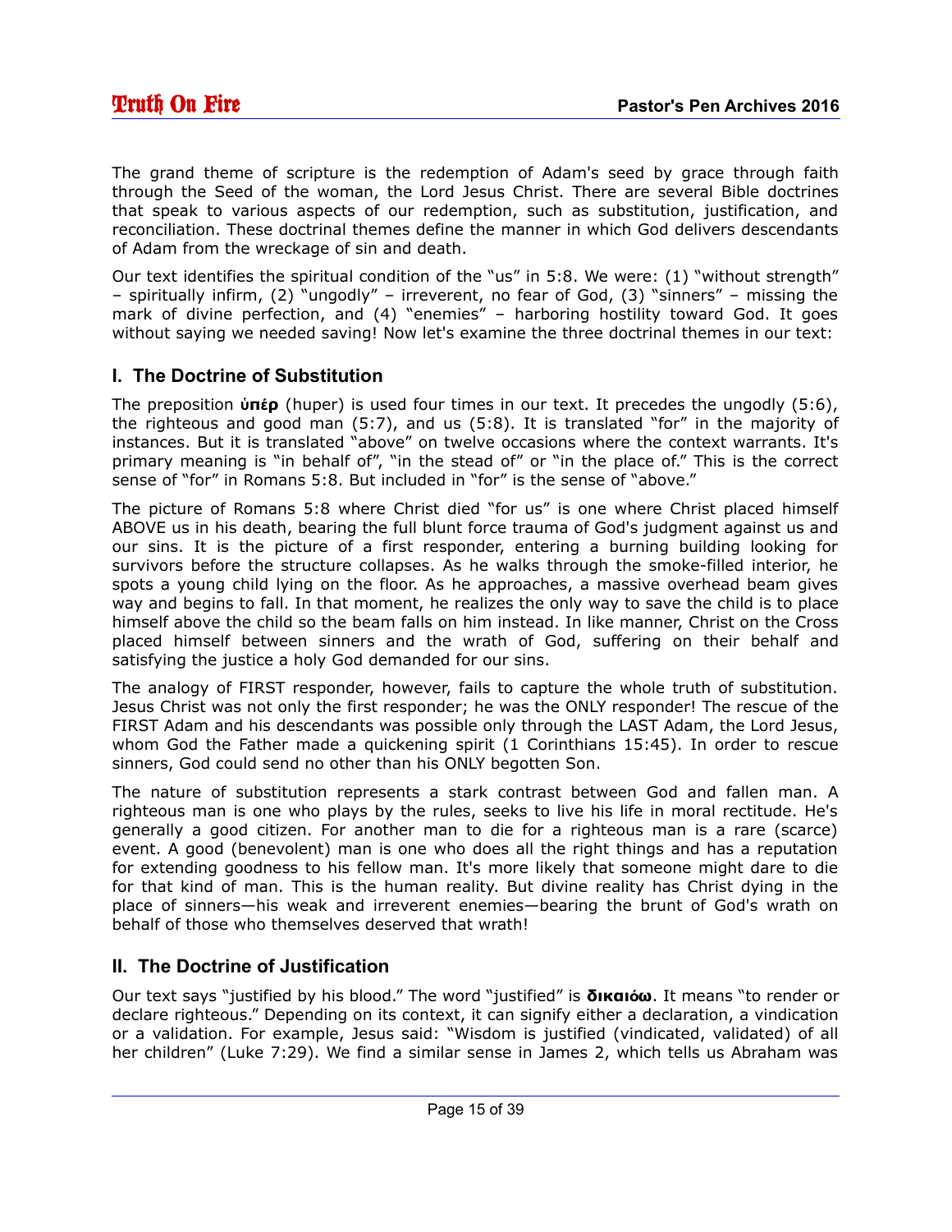The grand theme of scripture is the redemption of Adam's seed by grace through faith through the Seed of the woman, the Lord Jesus Christ. There are several Bible doctrines that speak to various aspects of our redemption, such as substitution, justification, and reconciliation. These doctrinal themes define the manner in which God delivers descendants of Adam from the wreckage of sin and death.

Our text identifies the spiritual condition of the "us" in 5:8. We were: (1) "without strength" – spiritually infirm, (2) "ungodly" – irreverent, no fear of God, (3) "sinners" – missing the mark of divine perfection, and (4) "enemies" – harboring hostility toward God. It goes without saying we needed saving! Now let's examine the three doctrinal themes in our text:

## I. The Doctrine of Substitution

The preposition **ὑπέρ** (huper) is used four times in our text. It precedes the ungodly (5:6), the righteous and good man (5:7), and us (5:8). It is translated "for" in the majority of instances. But it is translated "above" on twelve occasions where the context warrants. It's primary meaning is "in behalf of", "in the stead of" or "in the place of." This is the correct sense of "for" in Romans 5:8. But included in "for" is the sense of "above."

The picture of Romans 5:8 where Christ died "for us" is one where Christ placed himself ABOVE us in his death, bearing the full blunt force trauma of God's judgment against us and our sins. It is the picture of a first responder, entering a burning building looking for survivors before the structure collapses. As he walks through the smoke-filled interior, he spots a young child lying on the floor. As he approaches, a massive overhead beam gives way and begins to fall. In that moment, he realizes the only way to save the child is to place himself above the child so the beam falls on him instead. In like manner, Christ on the Cross placed himself between sinners and the wrath of God, suffering on their behalf and satisfying the justice a holy God demanded for our sins.

The analogy of FIRST responder, however, fails to capture the whole truth of substitution. Jesus Christ was not only the first responder; he was the ONLY responder! The rescue of the FIRST Adam and his descendants was possible only through the LAST Adam, the Lord Jesus, whom God the Father made a quickening spirit (1 Corinthians 15:45). In order to rescue sinners, God could send no other than his ONLY begotten Son.

The nature of substitution represents a stark contrast between God and fallen man. A righteous man is one who plays by the rules, seeks to live his life in moral rectitude. He's generally a good citizen. For another man to die for a righteous man is a rare (scarce) event. A good (benevolent) man is one who does all the right things and has a reputation for extending goodness to his fellow man. It's more likely that someone might dare to die for that kind of man. This is the human reality. But divine reality has Christ dying in the place of sinners—his weak and irreverent enemies—bearing the brunt of God's wrath on behalf of those who themselves deserved that wrath!

## II. The Doctrine of Justification

Our text says "justified by his blood." The word "justified" is **δικαιόω**. It means "to render or declare righteous." Depending on its context, it can signify either a declaration, a vindication or a validation. For example, Jesus said: "Wisdom is justified (vindicated, validated) of all her children" (Luke 7:29). We find a similar sense in James 2, which tells us Abraham was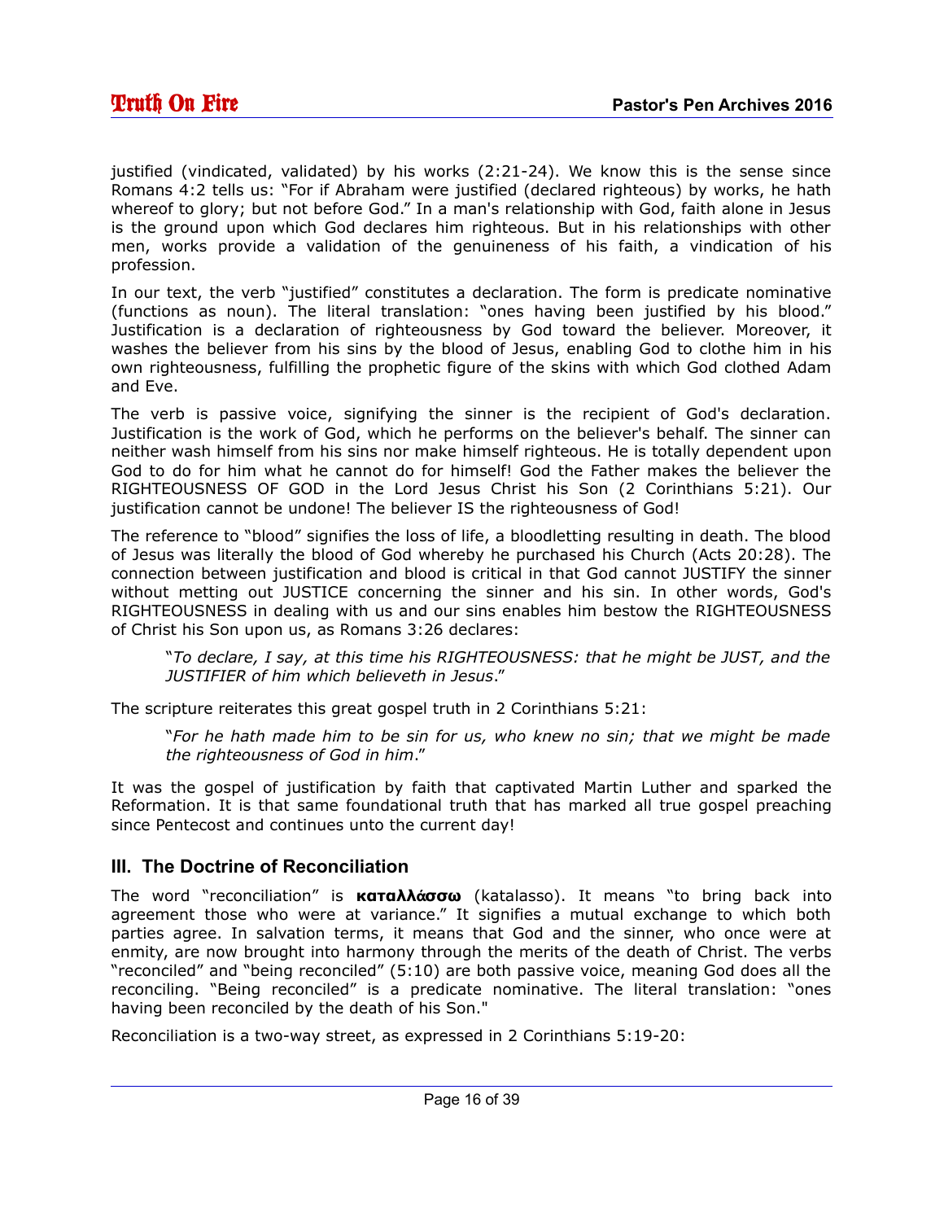justified (vindicated, validated) by his works (2:21-24). We know this is the sense since Romans 4:2 tells us: "For if Abraham were justified (declared righteous) by works, he hath whereof to glory; but not before God." In a man's relationship with God, faith alone in Jesus is the ground upon which God declares him righteous. But in his relationships with other men, works provide a validation of the genuineness of his faith, a vindication of his profession.

In our text, the verb "justified" constitutes a declaration. The form is predicate nominative (functions as noun). The literal translation: "ones having been justified by his blood." Justification is a declaration of righteousness by God toward the believer. Moreover, it washes the believer from his sins by the blood of Jesus, enabling God to clothe him in his own righteousness, fulfilling the prophetic figure of the skins with which God clothed Adam and Eve.

The verb is passive voice, signifying the sinner is the recipient of God's declaration. Justification is the work of God, which he performs on the believer's behalf. The sinner can neither wash himself from his sins nor make himself righteous. He is totally dependent upon God to do for him what he cannot do for himself! God the Father makes the believer the RIGHTEOUSNESS OF GOD in the Lord Jesus Christ his Son (2 Corinthians 5:21). Our justification cannot be undone! The believer IS the righteousness of God!

The reference to "blood" signifies the loss of life, a bloodletting resulting in death. The blood of Jesus was literally the blood of God whereby he purchased his Church (Acts 20:28). The connection between justification and blood is critical in that God cannot JUSTIFY the sinner without metting out JUSTICE concerning the sinner and his sin. In other words, God's RIGHTEOUSNESS in dealing with us and our sins enables him bestow the RIGHTEOUSNESS of Christ his Son upon us, as Romans 3:26 declares:

> "*To declare, I say, at this time his RIGHTEOUSNESS: that he might be JUST, and the JUSTIFIER of him which believeth in Jesus*."

The scripture reiterates this great gospel truth in 2 Corinthians 5:21:

> "*For he hath made him to be sin for us, who knew no sin; that we might be made the righteousness of God in him*."

It was the gospel of justification by faith that captivated Martin Luther and sparked the Reformation. It is that same foundational truth that has marked all true gospel preaching since Pentecost and continues unto the current day!

## III. The Doctrine of Reconciliation

The word "reconciliation" is **καταλλάσσω** (katalasso). It means "to bring back into agreement those who were at variance." It signifies a mutual exchange to which both parties agree. In salvation terms, it means that God and the sinner, who once were at enmity, are now brought into harmony through the merits of the death of Christ. The verbs "reconciled" and "being reconciled" (5:10) are both passive voice, meaning God does all the reconciling. "Being reconciled" is a predicate nominative. The literal translation: "ones having been reconciled by the death of his Son."

Reconciliation is a two-way street, as expressed in 2 Corinthians 5:19-20: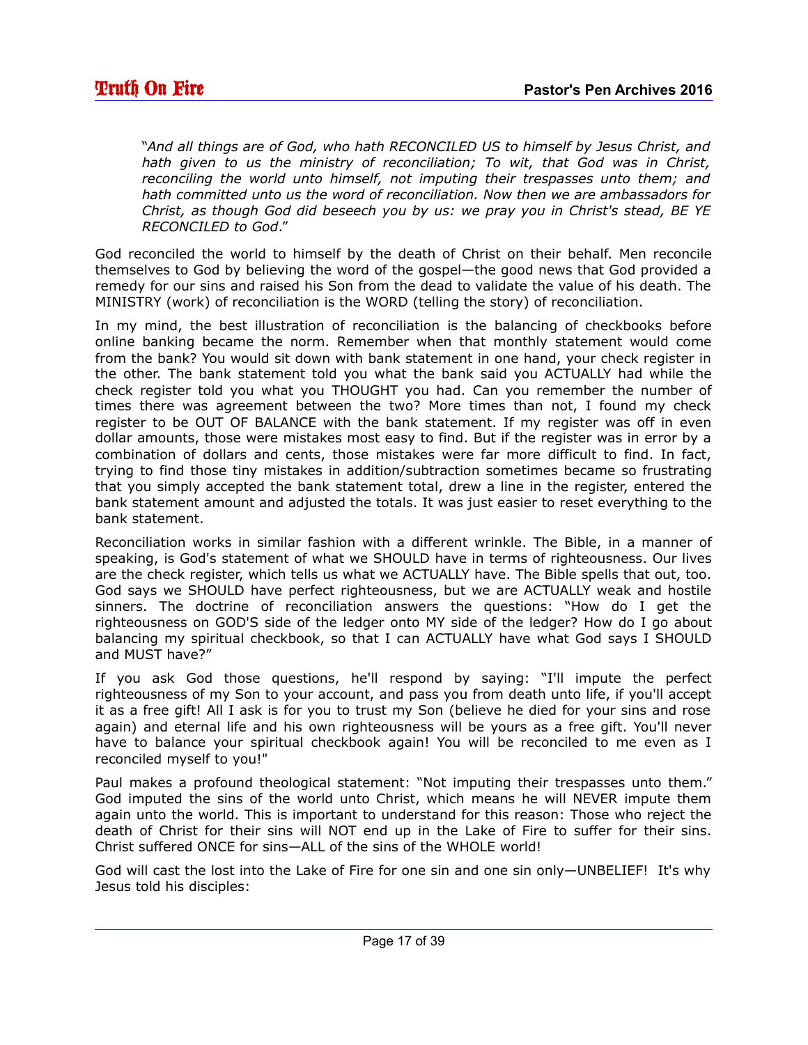*"And all things are of God, who hath RECONCILED US to himself by Jesus Christ, and hath given to us the ministry of reconciliation; To wit, that God was in Christ, reconciling the world unto himself, not imputing their trespasses unto them; and hath committed unto us the word of reconciliation. Now then we are ambassadors for Christ, as though God did beseech you by us: we pray you in Christ's stead, BE YE RECONCILED to God*."

God reconciled the world to himself by the death of Christ on their behalf. Men reconcile themselves to God by believing the word of the gospel—the good news that God provided a remedy for our sins and raised his Son from the dead to validate the value of his death. The MINISTRY (work) of reconciliation is the WORD (telling the story) of reconciliation.

In my mind, the best illustration of reconciliation is the balancing of checkbooks before online banking became the norm. Remember when that monthly statement would come from the bank? You would sit down with bank statement in one hand, your check register in the other. The bank statement told you what the bank said you ACTUALLY had while the check register told you what you THOUGHT you had. Can you remember the number of times there was agreement between the two? More times than not, I found my check register to be OUT OF BALANCE with the bank statement. If my register was off in even dollar amounts, those were mistakes most easy to find. But if the register was in error by a combination of dollars and cents, those mistakes were far more difficult to find. In fact, trying to find those tiny mistakes in addition/subtraction sometimes became so frustrating that you simply accepted the bank statement total, drew a line in the register, entered the bank statement amount and adjusted the totals. It was just easier to reset everything to the bank statement.

Reconciliation works in similar fashion with a different wrinkle. The Bible, in a manner of speaking, is God's statement of what we SHOULD have in terms of righteousness. Our lives are the check register, which tells us what we ACTUALLY have. The Bible spells that out, too. God says we SHOULD have perfect righteousness, but we are ACTUALLY weak and hostile sinners. The doctrine of reconciliation answers the questions: "How do I get the righteousness on GOD'S side of the ledger onto MY side of the ledger? How do I go about balancing my spiritual checkbook, so that I can ACTUALLY have what God says I SHOULD and MUST have?"

If you ask God those questions, he'll respond by saying: "I'll impute the perfect righteousness of my Son to your account, and pass you from death unto life, if you'll accept it as a free gift! All I ask is for you to trust my Son (believe he died for your sins and rose again) and eternal life and his own righteousness will be yours as a free gift. You'll never have to balance your spiritual checkbook again! You will be reconciled to me even as I reconciled myself to you!"

Paul makes a profound theological statement: "Not imputing their trespasses unto them." God imputed the sins of the world unto Christ, which means he will NEVER impute them again unto the world. This is important to understand for this reason: Those who reject the death of Christ for their sins will NOT end up in the Lake of Fire to suffer for their sins. Christ suffered ONCE for sins—ALL of the sins of the WHOLE world!

God will cast the lost into the Lake of Fire for one sin and one sin only—UNBELIEF! It's why Jesus told his disciples: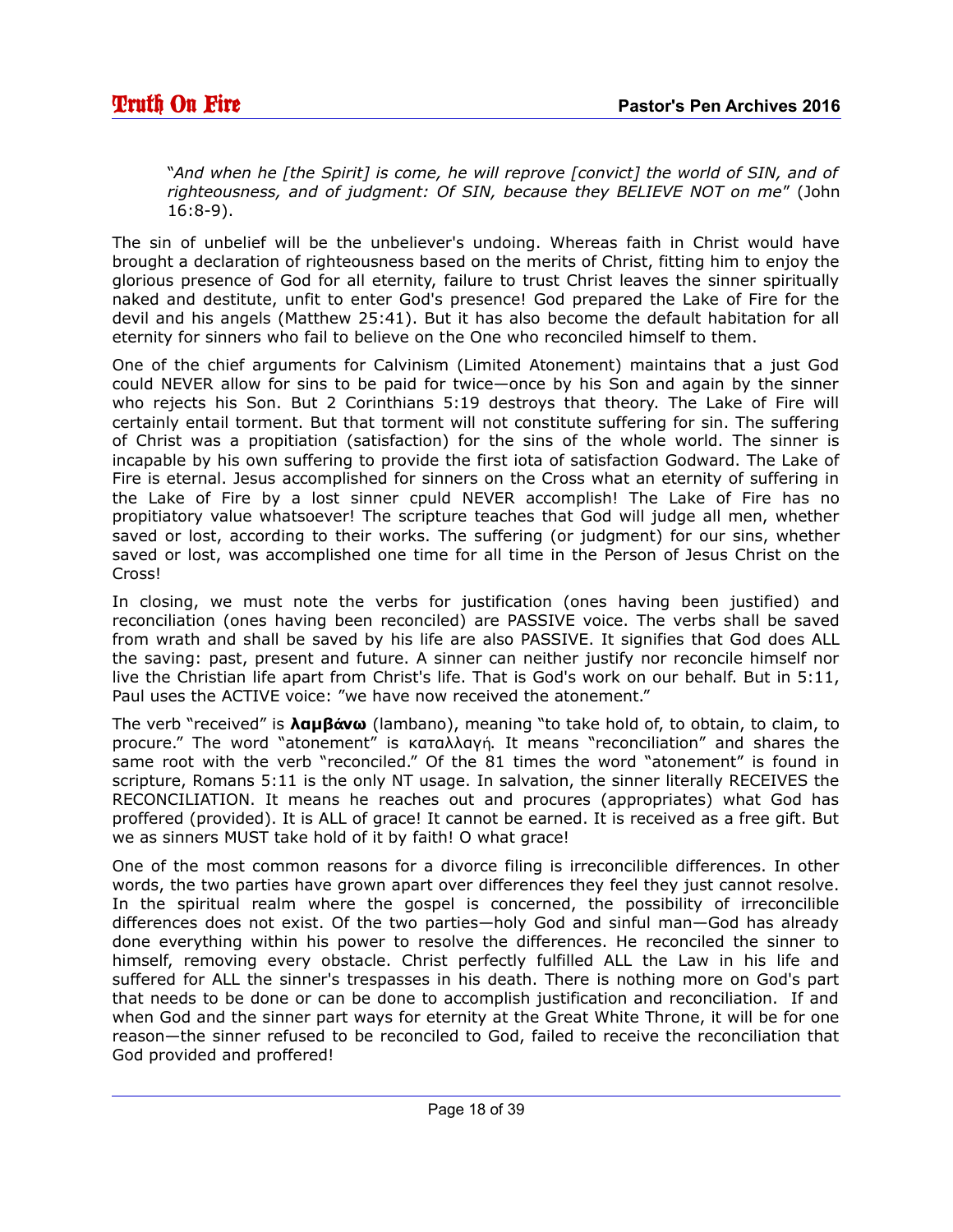"*And when he [the Spirit] is come, he will reprove [convict] the world of SIN, and of righteousness, and of judgment: Of SIN, because they BELIEVE NOT on me*" (John 16:8-9).

The sin of unbelief will be the unbeliever's undoing. Whereas faith in Christ would have brought a declaration of righteousness based on the merits of Christ, fitting him to enjoy the glorious presence of God for all eternity, failure to trust Christ leaves the sinner spiritually naked and destitute, unfit to enter God's presence! God prepared the Lake of Fire for the devil and his angels (Matthew 25:41). But it has also become the default habitation for all eternity for sinners who fail to believe on the One who reconciled himself to them.

One of the chief arguments for Calvinism (Limited Atonement) maintains that a just God could NEVER allow for sins to be paid for twice—once by his Son and again by the sinner who rejects his Son. But 2 Corinthians 5:19 destroys that theory. The Lake of Fire will certainly entail torment. But that torment will not constitute suffering for sin. The suffering of Christ was a propitiation (satisfaction) for the sins of the whole world. The sinner is incapable by his own suffering to provide the first iota of satisfaction Godward. The Lake of Fire is eternal. Jesus accomplished for sinners on the Cross what an eternity of suffering in the Lake of Fire by a lost sinner cpuld NEVER accomplish! The Lake of Fire has no propitiatory value whatsoever! The scripture teaches that God will judge all men, whether saved or lost, according to their works. The suffering (or judgment) for our sins, whether saved or lost, was accomplished one time for all time in the Person of Jesus Christ on the Cross!

In closing, we must note the verbs for justification (ones having been justified) and reconciliation (ones having been reconciled) are PASSIVE voice. The verbs shall be saved from wrath and shall be saved by his life are also PASSIVE. It signifies that God does ALL the saving: past, present and future. A sinner can neither justify nor reconcile himself nor live the Christian life apart from Christ's life. That is God's work on our behalf. But in 5:11, Paul uses the ACTIVE voice: "we have now received the atonement."

The verb "received" is **λαμβάνω** (lambano), meaning "to take hold of, to obtain, to claim, to procure." The word "atonement" is καταλλαγή. It means "reconciliation" and shares the same root with the verb "reconciled." Of the 81 times the word "atonement" is found in scripture, Romans 5:11 is the only NT usage. In salvation, the sinner literally RECEIVES the RECONCILIATION. It means he reaches out and procures (appropriates) what God has proffered (provided). It is ALL of grace! It cannot be earned. It is received as a free gift. But we as sinners MUST take hold of it by faith! O what grace!

One of the most common reasons for a divorce filing is irreconcilible differences. In other words, the two parties have grown apart over differences they feel they just cannot resolve. In the spiritual realm where the gospel is concerned, the possibility of irreconcilible differences does not exist. Of the two parties—holy God and sinful man—God has already done everything within his power to resolve the differences. He reconciled the sinner to himself, removing every obstacle. Christ perfectly fulfilled ALL the Law in his life and suffered for ALL the sinner's trespasses in his death. There is nothing more on God's part that needs to be done or can be done to accomplish justification and reconciliation. If and when God and the sinner part ways for eternity at the Great White Throne, it will be for one reason—the sinner refused to be reconciled to God, failed to receive the reconciliation that God provided and proffered!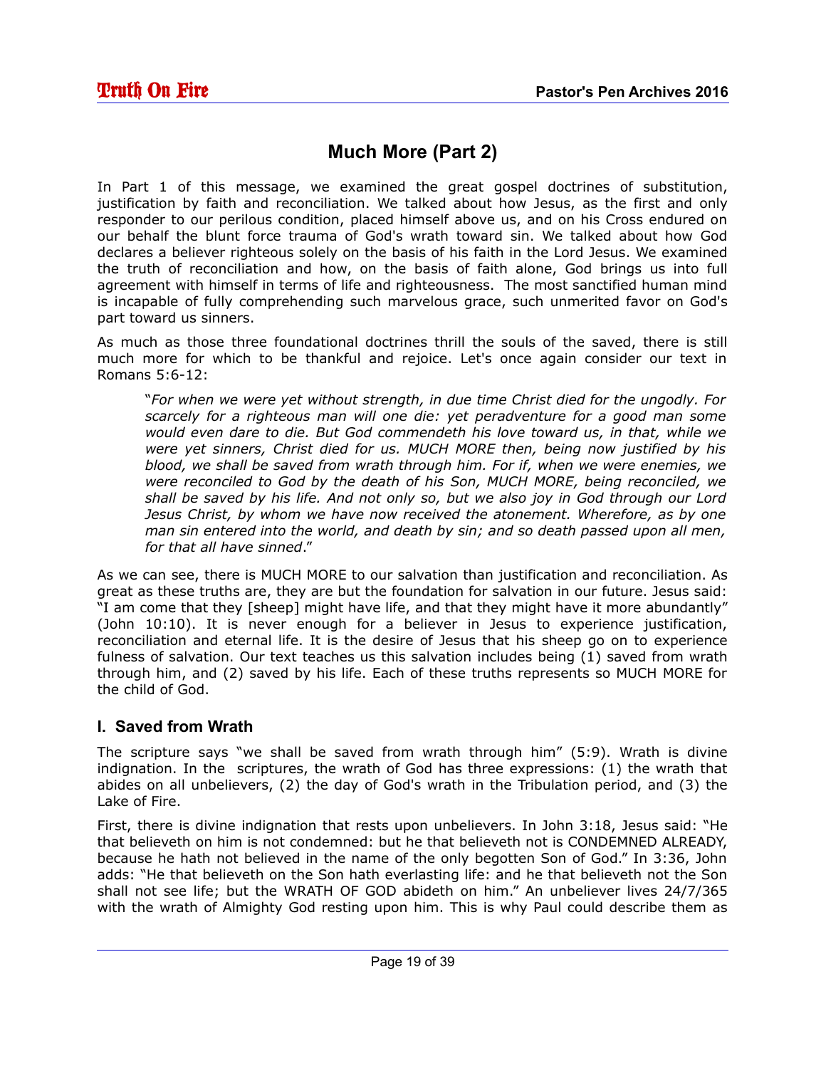## Much More (Part 2)

In Part 1 of this message, we examined the great gospel doctrines of substitution, justification by faith and reconciliation. We talked about how Jesus, as the first and only responder to our perilous condition, placed himself above us, and on his Cross endured on our behalf the blunt force trauma of God's wrath toward sin. We talked about how God declares a believer righteous solely on the basis of his faith in the Lord Jesus. We examined the truth of reconciliation and how, on the basis of faith alone, God brings us into full agreement with himself in terms of life and righteousness. The most sanctified human mind is incapable of fully comprehending such marvelous grace, such unmerited favor on God's part toward us sinners.

As much as those three foundational doctrines thrill the souls of the saved, there is still much more for which to be thankful and rejoice. Let's once again consider our text in Romans 5:6-12:

> "*For when we were yet without strength, in due time Christ died for the ungodly. For scarcely for a righteous man will one die: yet peradventure for a good man some would even dare to die. But God commendeth his love toward us, in that, while we were yet sinners, Christ died for us. MUCH MORE then, being now justified by his blood, we shall be saved from wrath through him. For if, when we were enemies, we were reconciled to God by the death of his Son, MUCH MORE, being reconciled, we shall be saved by his life. And not only so, but we also joy in God through our Lord Jesus Christ, by whom we have now received the atonement. Wherefore, as by one man sin entered into the world, and death by sin; and so death passed upon all men, for that all have sinned*."

As we can see, there is MUCH MORE to our salvation than justification and reconciliation. As great as these truths are, they are but the foundation for salvation in our future. Jesus said: "I am come that they [sheep] might have life, and that they might have it more abundantly" (John 10:10). It is never enough for a believer in Jesus to experience justification, reconciliation and eternal life. It is the desire of Jesus that his sheep go on to experience fulness of salvation. Our text teaches us this salvation includes being (1) saved from wrath through him, and (2) saved by his life. Each of these truths represents so MUCH MORE for the child of God.

### I. Saved from Wrath

The scripture says "we shall be saved from wrath through him" (5:9). Wrath is divine indignation. In the scriptures, the wrath of God has three expressions: (1) the wrath that abides on all unbelievers, (2) the day of God's wrath in the Tribulation period, and (3) the Lake of Fire.

First, there is divine indignation that rests upon unbelievers. In John 3:18, Jesus said: "He that believeth on him is not condemned: but he that believeth not is CONDEMNED ALREADY, because he hath not believed in the name of the only begotten Son of God." In 3:36, John adds: "He that believeth on the Son hath everlasting life: and he that believeth not the Son shall not see life; but the WRATH OF GOD abideth on him." An unbeliever lives 24/7/365 with the wrath of Almighty God resting upon him. This is why Paul could describe them as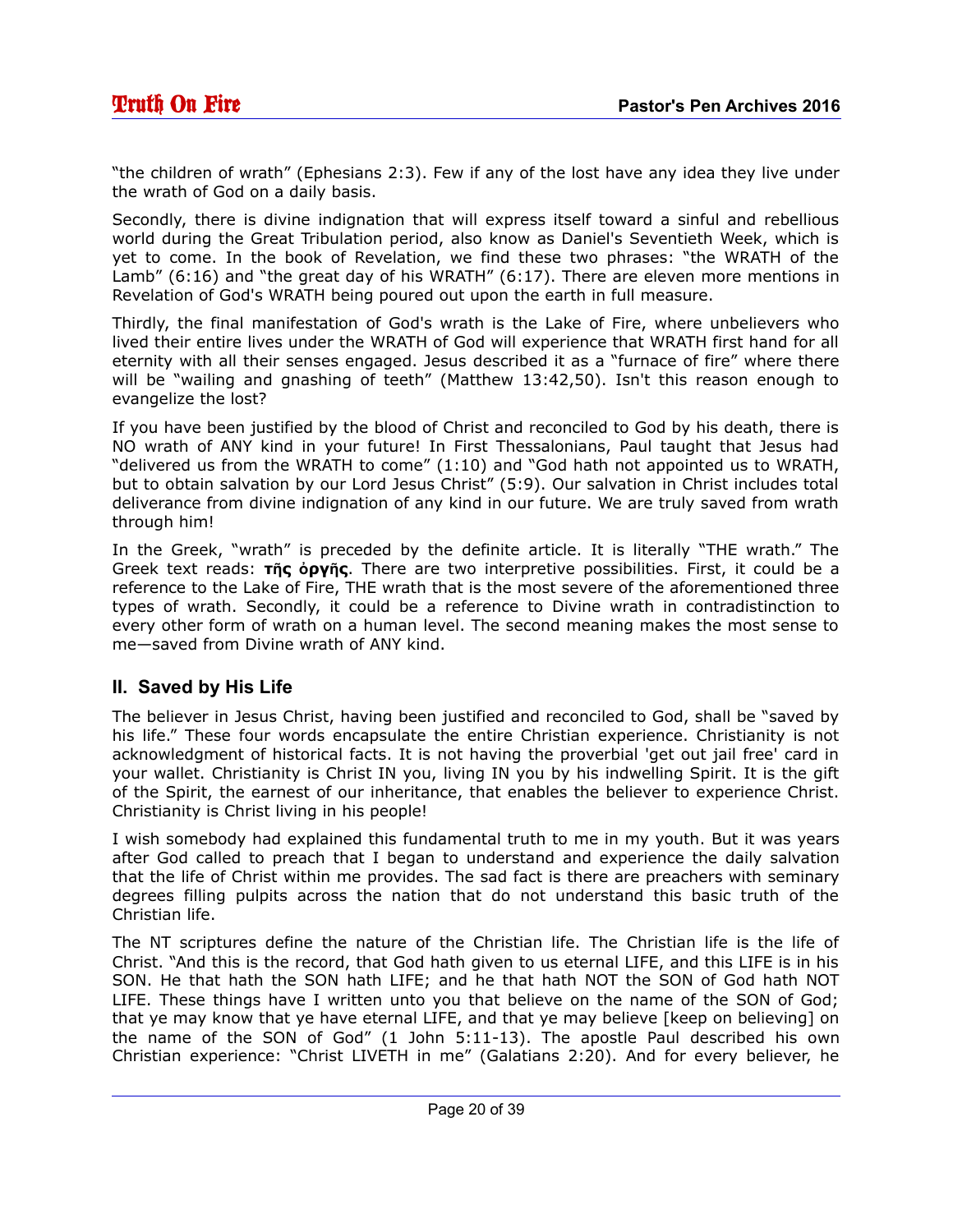“the children of wrath” (Ephesians 2:3). Few if any of the lost have any idea they live under the wrath of God on a daily basis.

Secondly, there is divine indignation that will express itself toward a sinful and rebellious world during the Great Tribulation period, also know as Daniel's Seventieth Week, which is yet to come. In the book of Revelation, we find these two phrases: “the WRATH of the Lamb” (6:16) and “the great day of his WRATH” (6:17). There are eleven more mentions in Revelation of God's WRATH being poured out upon the earth in full measure.

Thirdly, the final manifestation of God's wrath is the Lake of Fire, where unbelievers who lived their entire lives under the WRATH of God will experience that WRATH first hand for all eternity with all their senses engaged. Jesus described it as a “furnace of fire” where there will be “wailing and gnashing of teeth” (Matthew 13:42,50). Isn't this reason enough to evangelize the lost?

If you have been justified by the blood of Christ and reconciled to God by his death, there is NO wrath of ANY kind in your future! In First Thessalonians, Paul taught that Jesus had “delivered us from the WRATH to come” (1:10) and “God hath not appointed us to WRATH, but to obtain salvation by our Lord Jesus Christ” (5:9). Our salvation in Christ includes total deliverance from divine indignation of any kind in our future. We are truly saved from wrath through him!

In the Greek, “wrath” is preceded by the definite article. It is literally “THE wrath.” The Greek text reads: **τῆς ὀργῆς**. There are two interpretive possibilities. First, it could be a reference to the Lake of Fire, THE wrath that is the most severe of the aforementioned three types of wrath. Secondly, it could be a reference to Divine wrath in contradistinction to every other form of wrath on a human level. The second meaning makes the most sense to me—saved from Divine wrath of ANY kind.

## II. Saved by His Life

The believer in Jesus Christ, having been justified and reconciled to God, shall be “saved by his life.” These four words encapsulate the entire Christian experience. Christianity is not acknowledgment of historical facts. It is not having the proverbial 'get out jail free' card in your wallet. Christianity is Christ IN you, living IN you by his indwelling Spirit. It is the gift of the Spirit, the earnest of our inheritance, that enables the believer to experience Christ. Christianity is Christ living in his people!

I wish somebody had explained this fundamental truth to me in my youth. But it was years after God called to preach that I began to understand and experience the daily salvation that the life of Christ within me provides. The sad fact is there are preachers with seminary degrees filling pulpits across the nation that do not understand this basic truth of the Christian life.

The NT scriptures define the nature of the Christian life. The Christian life is the life of Christ. “And this is the record, that God hath given to us eternal LIFE, and this LIFE is in his SON. He that hath the SON hath LIFE; and he that hath NOT the SON of God hath NOT LIFE. These things have I written unto you that believe on the name of the SON of God; that ye may know that ye have eternal LIFE, and that ye may believe [keep on believing] on the name of the SON of God” (1 John 5:11-13). The apostle Paul described his own Christian experience: “Christ LIVETH in me” (Galatians 2:20). And for every believer, he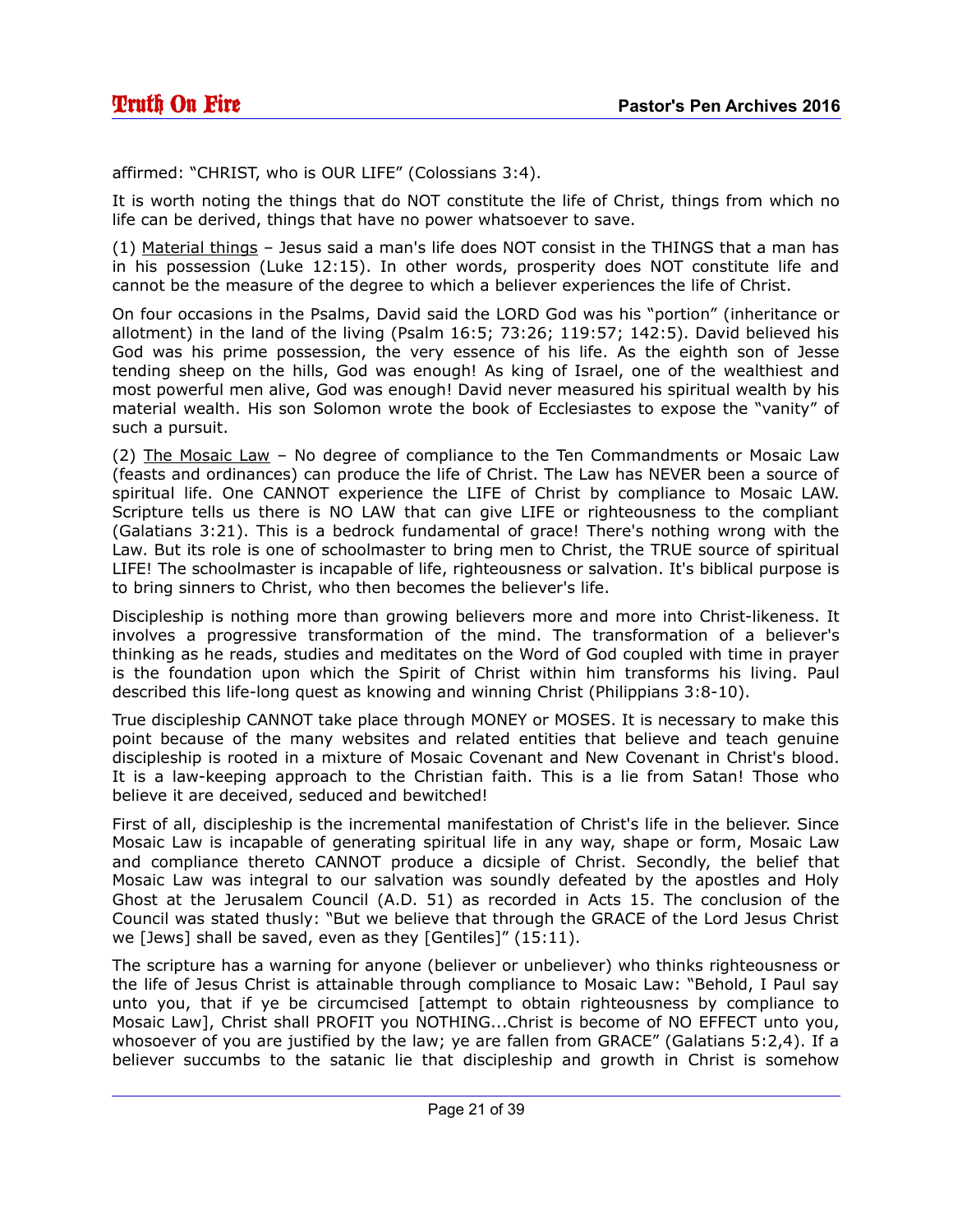affirmed: "CHRIST, who is OUR LIFE" (Colossians 3:4).

It is worth noting the things that do NOT constitute the life of Christ, things from which no life can be derived, things that have no power whatsoever to save.

(1) Material things – Jesus said a man's life does NOT consist in the THINGS that a man has in his possession (Luke 12:15). In other words, prosperity does NOT constitute life and cannot be the measure of the degree to which a believer experiences the life of Christ.

On four occasions in the Psalms, David said the LORD God was his "portion" (inheritance or allotment) in the land of the living (Psalm 16:5; 73:26; 119:57; 142:5). David believed his God was his prime possession, the very essence of his life. As the eighth son of Jesse tending sheep on the hills, God was enough! As king of Israel, one of the wealthiest and most powerful men alive, God was enough! David never measured his spiritual wealth by his material wealth. His son Solomon wrote the book of Ecclesiastes to expose the "vanity" of such a pursuit.

(2) The Mosaic Law – No degree of compliance to the Ten Commandments or Mosaic Law (feasts and ordinances) can produce the life of Christ. The Law has NEVER been a source of spiritual life. One CANNOT experience the LIFE of Christ by compliance to Mosaic LAW. Scripture tells us there is NO LAW that can give LIFE or righteousness to the compliant (Galatians 3:21). This is a bedrock fundamental of grace! There's nothing wrong with the Law. But its role is one of schoolmaster to bring men to Christ, the TRUE source of spiritual LIFE! The schoolmaster is incapable of life, righteousness or salvation. It's biblical purpose is to bring sinners to Christ, who then becomes the believer's life.

Discipleship is nothing more than growing believers more and more into Christ-likeness. It involves a progressive transformation of the mind. The transformation of a believer's thinking as he reads, studies and meditates on the Word of God coupled with time in prayer is the foundation upon which the Spirit of Christ within him transforms his living. Paul described this life-long quest as knowing and winning Christ (Philippians 3:8-10).

True discipleship CANNOT take place through MONEY or MOSES. It is necessary to make this point because of the many websites and related entities that believe and teach genuine discipleship is rooted in a mixture of Mosaic Covenant and New Covenant in Christ's blood. It is a law-keeping approach to the Christian faith. This is a lie from Satan! Those who believe it are deceived, seduced and bewitched!

First of all, discipleship is the incremental manifestation of Christ's life in the believer. Since Mosaic Law is incapable of generating spiritual life in any way, shape or form, Mosaic Law and compliance thereto CANNOT produce a dicsiple of Christ. Secondly, the belief that Mosaic Law was integral to our salvation was soundly defeated by the apostles and Holy Ghost at the Jerusalem Council (A.D. 51) as recorded in Acts 15. The conclusion of the Council was stated thusly: "But we believe that through the GRACE of the Lord Jesus Christ we [Jews] shall be saved, even as they [Gentiles]" (15:11).

The scripture has a warning for anyone (believer or unbeliever) who thinks righteousness or the life of Jesus Christ is attainable through compliance to Mosaic Law: "Behold, I Paul say unto you, that if ye be circumcised [attempt to obtain righteousness by compliance to Mosaic Law], Christ shall PROFIT you NOTHING...Christ is become of NO EFFECT unto you, whosoever of you are justified by the law; ye are fallen from GRACE" (Galatians 5:2,4). If a believer succumbs to the satanic lie that discipleship and growth in Christ is somehow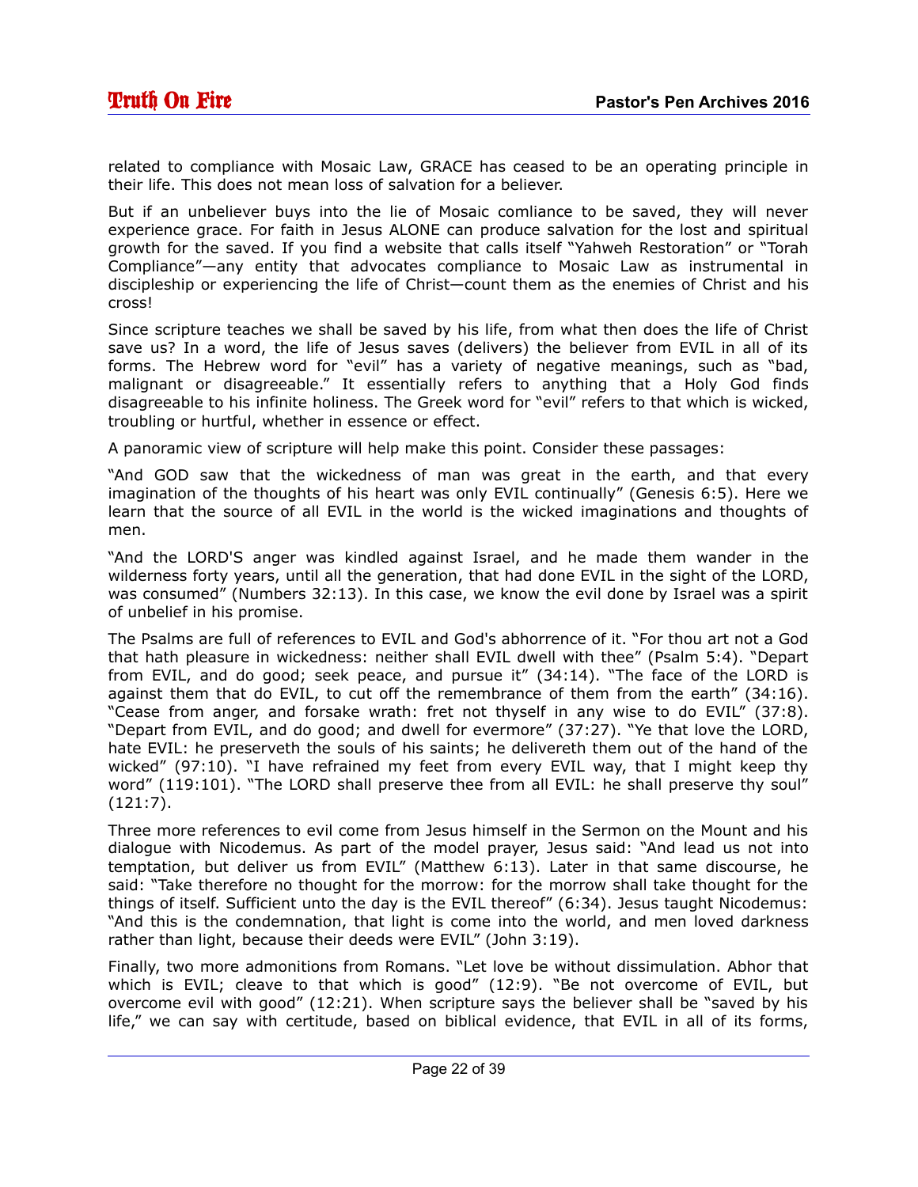related to compliance with Mosaic Law, GRACE has ceased to be an operating principle in their life. This does not mean loss of salvation for a believer.

But if an unbeliever buys into the lie of Mosaic comliance to be saved, they will never experience grace. For faith in Jesus ALONE can produce salvation for the lost and spiritual growth for the saved. If you find a website that calls itself "Yahweh Restoration" or "Torah Compliance"—any entity that advocates compliance to Mosaic Law as instrumental in discipleship or experiencing the life of Christ—count them as the enemies of Christ and his cross!

Since scripture teaches we shall be saved by his life, from what then does the life of Christ save us? In a word, the life of Jesus saves (delivers) the believer from EVIL in all of its forms. The Hebrew word for "evil" has a variety of negative meanings, such as "bad, malignant or disagreeable." It essentially refers to anything that a Holy God finds disagreeable to his infinite holiness. The Greek word for "evil" refers to that which is wicked, troubling or hurtful, whether in essence or effect.

A panoramic view of scripture will help make this point. Consider these passages:

"And GOD saw that the wickedness of man was great in the earth, and that every imagination of the thoughts of his heart was only EVIL continually" (Genesis 6:5). Here we learn that the source of all EVIL in the world is the wicked imaginations and thoughts of men.

"And the LORD'S anger was kindled against Israel, and he made them wander in the wilderness forty years, until all the generation, that had done EVIL in the sight of the LORD, was consumed" (Numbers 32:13). In this case, we know the evil done by Israel was a spirit of unbelief in his promise.

The Psalms are full of references to EVIL and God's abhorrence of it. "For thou art not a God that hath pleasure in wickedness: neither shall EVIL dwell with thee" (Psalm 5:4). "Depart from EVIL, and do good; seek peace, and pursue it" (34:14). "The face of the LORD is against them that do EVIL, to cut off the remembrance of them from the earth" (34:16). "Cease from anger, and forsake wrath: fret not thyself in any wise to do EVIL" (37:8). "Depart from EVIL, and do good; and dwell for evermore" (37:27). "Ye that love the LORD, hate EVIL: he preserveth the souls of his saints; he delivereth them out of the hand of the wicked" (97:10). "I have refrained my feet from every EVIL way, that I might keep thy word" (119:101). "The LORD shall preserve thee from all EVIL: he shall preserve thy soul" (121:7).

Three more references to evil come from Jesus himself in the Sermon on the Mount and his dialogue with Nicodemus. As part of the model prayer, Jesus said: "And lead us not into temptation, but deliver us from EVIL" (Matthew 6:13). Later in that same discourse, he said: "Take therefore no thought for the morrow: for the morrow shall take thought for the things of itself. Sufficient unto the day is the EVIL thereof" (6:34). Jesus taught Nicodemus: "And this is the condemnation, that light is come into the world, and men loved darkness rather than light, because their deeds were EVIL" (John 3:19).

Finally, two more admonitions from Romans. "Let love be without dissimulation. Abhor that which is EVIL; cleave to that which is good" (12:9). "Be not overcome of EVIL, but overcome evil with good" (12:21). When scripture says the believer shall be "saved by his life," we can say with certitude, based on biblical evidence, that EVIL in all of its forms,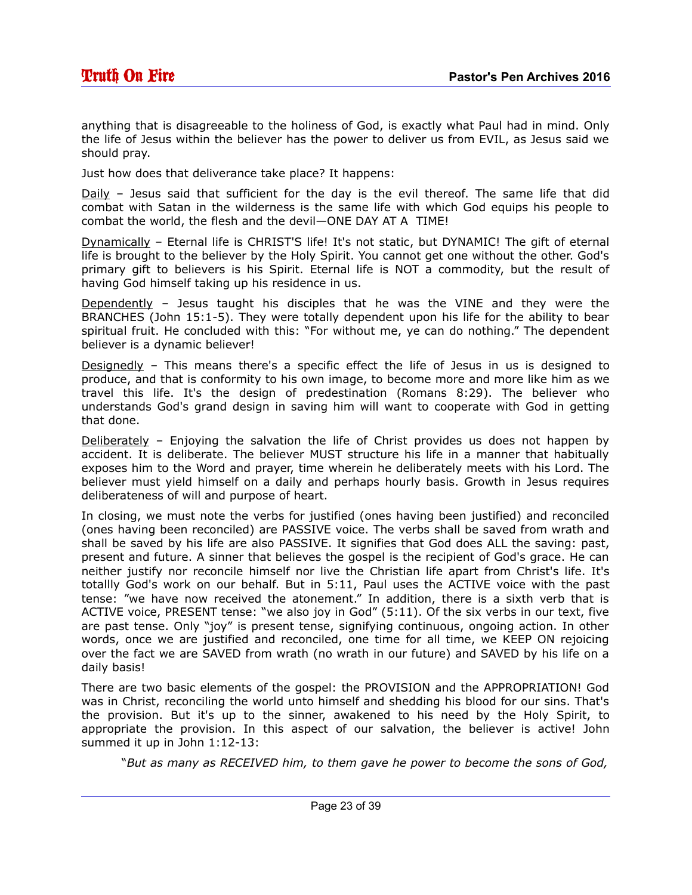anything that is disagreeable to the holiness of God, is exactly what Paul had in mind. Only the life of Jesus within the believer has the power to deliver us from EVIL, as Jesus said we should pray.

Just how does that deliverance take place? It happens:

<u>Daily</u> – Jesus said that sufficient for the day is the evil thereof. The same life that did combat with Satan in the wilderness is the same life with which God equips his people to combat the world, the flesh and the devil—ONE DAY AT A TIME!

<u>Dynamically</u> – Eternal life is CHRIST'S life! It's not static, but DYNAMIC! The gift of eternal life is brought to the believer by the Holy Spirit. You cannot get one without the other. God's primary gift to believers is his Spirit. Eternal life is NOT a commodity, but the result of having God himself taking up his residence in us.

<u>Dependently</u> – Jesus taught his disciples that he was the VINE and they were the BRANCHES (John 15:1-5). They were totally dependent upon his life for the ability to bear spiritual fruit. He concluded with this: "For without me, ye can do nothing." The dependent believer is a dynamic believer!

<u>Designedly</u> – This means there's a specific effect the life of Jesus in us is designed to produce, and that is conformity to his own image, to become more and more like him as we travel this life. It's the design of predestination (Romans 8:29). The believer who understands God's grand design in saving him will want to cooperate with God in getting that done.

<u>Deliberately</u> – Enjoying the salvation the life of Christ provides us does not happen by accident. It is deliberate. The believer MUST structure his life in a manner that habitually exposes him to the Word and prayer, time wherein he deliberately meets with his Lord. The believer must yield himself on a daily and perhaps hourly basis. Growth in Jesus requires deliberateness of will and purpose of heart.

In closing, we must note the verbs for justified (ones having been justified) and reconciled (ones having been reconciled) are PASSIVE voice. The verbs shall be saved from wrath and shall be saved by his life are also PASSIVE. It signifies that God does ALL the saving: past, present and future. A sinner that believes the gospel is the recipient of God's grace. He can neither justify nor reconcile himself nor live the Christian life apart from Christ's life. It's totallly God's work on our behalf. But in 5:11, Paul uses the ACTIVE voice with the past tense: "we have now received the atonement." In addition, there is a sixth verb that is ACTIVE voice, PRESENT tense: "we also joy in God" (5:11). Of the six verbs in our text, five are past tense. Only "joy" is present tense, signifying continuous, ongoing action. In other words, once we are justified and reconciled, one time for all time, we KEEP ON rejoicing over the fact we are SAVED from wrath (no wrath in our future) and SAVED by his life on a daily basis!

There are two basic elements of the gospel: the PROVISION and the APPROPRIATION! God was in Christ, reconciling the world unto himself and shedding his blood for our sins. That's the provision. But it's up to the sinner, awakened to his need by the Holy Spirit, to appropriate the provision. In this aspect of our salvation, the believer is active! John summed it up in John 1:12-13:

> "*But as many as RECEIVED him, to them gave he power to become the sons of God,*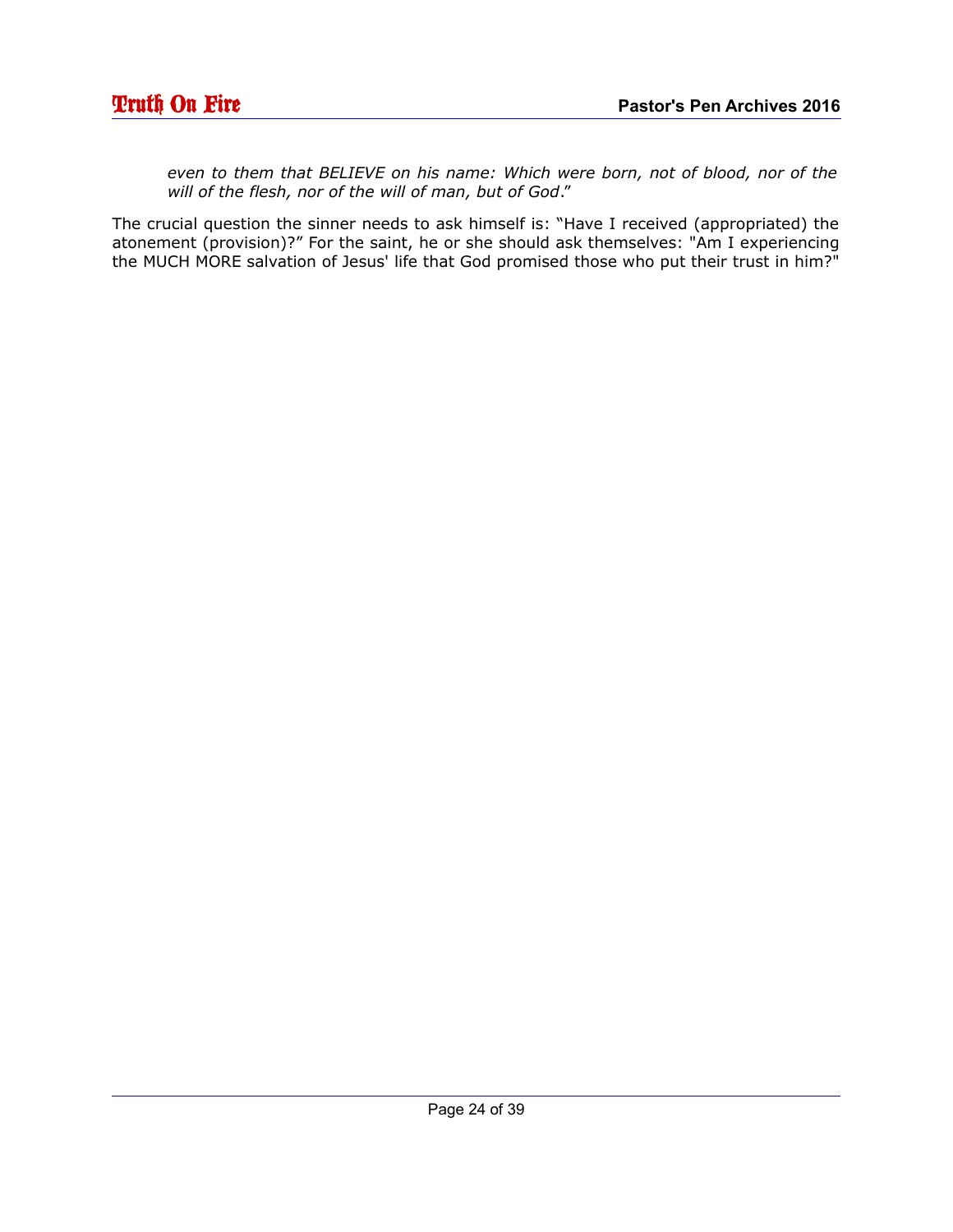> *even to them that BELIEVE on his name: Which were born, not of blood, nor of the will of the flesh, nor of the will of man, but of God*."

The crucial question the sinner needs to ask himself is: "Have I received (appropriated) the atonement (provision)?" For the saint, he or she should ask themselves: "Am I experiencing the MUCH MORE salvation of Jesus' life that God promised those who put their trust in him?"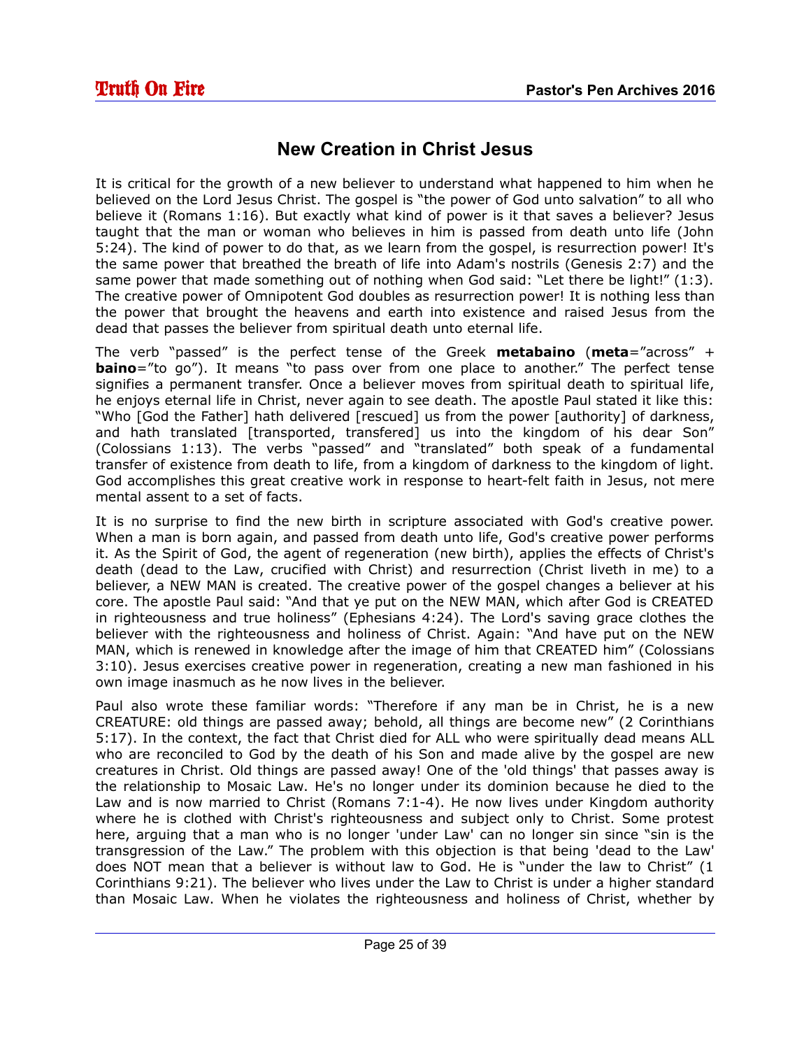## New Creation in Christ Jesus

It is critical for the growth of a new believer to understand what happened to him when he believed on the Lord Jesus Christ. The gospel is "the power of God unto salvation" to all who believe it (Romans 1:16). But exactly what kind of power is it that saves a believer? Jesus taught that the man or woman who believes in him is passed from death unto life (John 5:24). The kind of power to do that, as we learn from the gospel, is resurrection power! It's the same power that breathed the breath of life into Adam's nostrils (Genesis 2:7) and the same power that made something out of nothing when God said: "Let there be light!" (1:3). The creative power of Omnipotent God doubles as resurrection power! It is nothing less than the power that brought the heavens and earth into existence and raised Jesus from the dead that passes the believer from spiritual death unto eternal life.

The verb "passed" is the perfect tense of the Greek **metabaino** (**meta**="across" + **baino**="to go"). It means "to pass over from one place to another." The perfect tense signifies a permanent transfer. Once a believer moves from spiritual death to spiritual life, he enjoys eternal life in Christ, never again to see death. The apostle Paul stated it like this: "Who [God the Father] hath delivered [rescued] us from the power [authority] of darkness, and hath translated [transported, transfered] us into the kingdom of his dear Son" (Colossians 1:13). The verbs "passed" and "translated" both speak of a fundamental transfer of existence from death to life, from a kingdom of darkness to the kingdom of light. God accomplishes this great creative work in response to heart-felt faith in Jesus, not mere mental assent to a set of facts.

It is no surprise to find the new birth in scripture associated with God's creative power. When a man is born again, and passed from death unto life, God's creative power performs it. As the Spirit of God, the agent of regeneration (new birth), applies the effects of Christ's death (dead to the Law, crucified with Christ) and resurrection (Christ liveth in me) to a believer, a NEW MAN is created. The creative power of the gospel changes a believer at his core. The apostle Paul said: "And that ye put on the NEW MAN, which after God is CREATED in righteousness and true holiness" (Ephesians 4:24). The Lord's saving grace clothes the believer with the righteousness and holiness of Christ. Again: "And have put on the NEW MAN, which is renewed in knowledge after the image of him that CREATED him" (Colossians 3:10). Jesus exercises creative power in regeneration, creating a new man fashioned in his own image inasmuch as he now lives in the believer.

Paul also wrote these familiar words: "Therefore if any man be in Christ, he is a new CREATURE: old things are passed away; behold, all things are become new" (2 Corinthians 5:17). In the context, the fact that Christ died for ALL who were spiritually dead means ALL who are reconciled to God by the death of his Son and made alive by the gospel are new creatures in Christ. Old things are passed away! One of the 'old things' that passes away is the relationship to Mosaic Law. He's no longer under its dominion because he died to the Law and is now married to Christ (Romans 7:1-4). He now lives under Kingdom authority where he is clothed with Christ's righteousness and subject only to Christ. Some protest here, arguing that a man who is no longer 'under Law' can no longer sin since "sin is the transgression of the Law." The problem with this objection is that being 'dead to the Law' does NOT mean that a believer is without law to God. He is "under the law to Christ" (1 Corinthians 9:21). The believer who lives under the Law to Christ is under a higher standard than Mosaic Law. When he violates the righteousness and holiness of Christ, whether by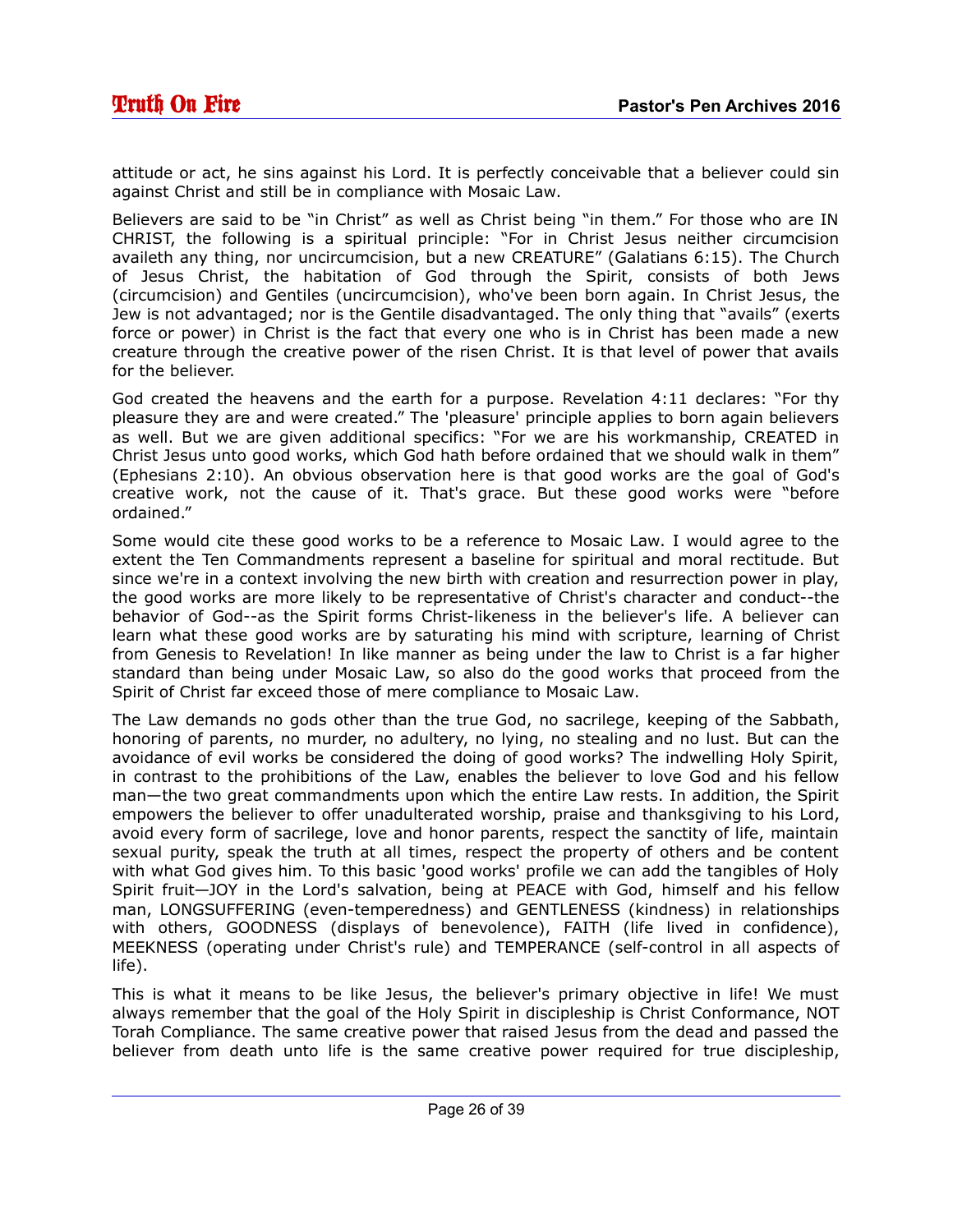attitude or act, he sins against his Lord. It is perfectly conceivable that a believer could sin against Christ and still be in compliance with Mosaic Law.

Believers are said to be "in Christ" as well as Christ being "in them." For those who are IN CHRIST, the following is a spiritual principle: "For in Christ Jesus neither circumcision availeth any thing, nor uncircumcision, but a new CREATURE" (Galatians 6:15). The Church of Jesus Christ, the habitation of God through the Spirit, consists of both Jews (circumcision) and Gentiles (uncircumcision), who've been born again. In Christ Jesus, the Jew is not advantaged; nor is the Gentile disadvantaged. The only thing that "avails" (exerts force or power) in Christ is the fact that every one who is in Christ has been made a new creature through the creative power of the risen Christ. It is that level of power that avails for the believer.

God created the heavens and the earth for a purpose. Revelation 4:11 declares: "For thy pleasure they are and were created." The 'pleasure' principle applies to born again believers as well. But we are given additional specifics: "For we are his workmanship, CREATED in Christ Jesus unto good works, which God hath before ordained that we should walk in them" (Ephesians 2:10). An obvious observation here is that good works are the goal of God's creative work, not the cause of it. That's grace. But these good works were "before ordained."

Some would cite these good works to be a reference to Mosaic Law. I would agree to the extent the Ten Commandments represent a baseline for spiritual and moral rectitude. But since we're in a context involving the new birth with creation and resurrection power in play, the good works are more likely to be representative of Christ's character and conduct--the behavior of God--as the Spirit forms Christ-likeness in the believer's life. A believer can learn what these good works are by saturating his mind with scripture, learning of Christ from Genesis to Revelation! In like manner as being under the law to Christ is a far higher standard than being under Mosaic Law, so also do the good works that proceed from the Spirit of Christ far exceed those of mere compliance to Mosaic Law.

The Law demands no gods other than the true God, no sacrilege, keeping of the Sabbath, honoring of parents, no murder, no adultery, no lying, no stealing and no lust. But can the avoidance of evil works be considered the doing of good works? The indwelling Holy Spirit, in contrast to the prohibitions of the Law, enables the believer to love God and his fellow man—the two great commandments upon which the entire Law rests. In addition, the Spirit empowers the believer to offer unadulterated worship, praise and thanksgiving to his Lord, avoid every form of sacrilege, love and honor parents, respect the sanctity of life, maintain sexual purity, speak the truth at all times, respect the property of others and be content with what God gives him. To this basic 'good works' profile we can add the tangibles of Holy Spirit fruit—JOY in the Lord's salvation, being at PEACE with God, himself and his fellow man, LONGSUFFERING (even-temperedness) and GENTLENESS (kindness) in relationships with others, GOODNESS (displays of benevolence), FAITH (life lived in confidence), MEEKNESS (operating under Christ's rule) and TEMPERANCE (self-control in all aspects of life).

This is what it means to be like Jesus, the believer's primary objective in life! We must always remember that the goal of the Holy Spirit in discipleship is Christ Conformance, NOT Torah Compliance. The same creative power that raised Jesus from the dead and passed the believer from death unto life is the same creative power required for true discipleship,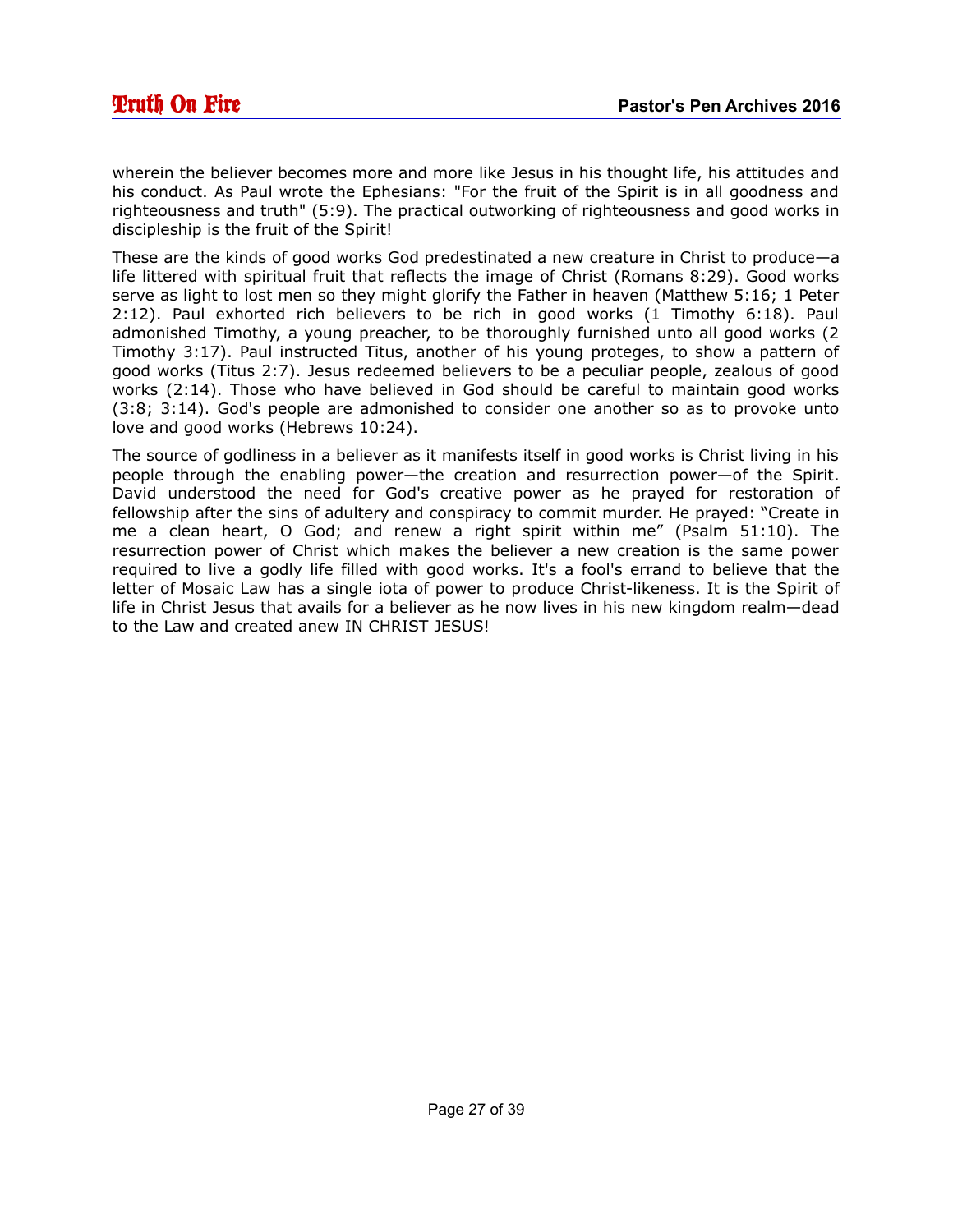wherein the believer becomes more and more like Jesus in his thought life, his attitudes and his conduct. As Paul wrote the Ephesians: "For the fruit of the Spirit is in all goodness and righteousness and truth" (5:9). The practical outworking of righteousness and good works in discipleship is the fruit of the Spirit!

These are the kinds of good works God predestinated a new creature in Christ to produce—a life littered with spiritual fruit that reflects the image of Christ (Romans 8:29). Good works serve as light to lost men so they might glorify the Father in heaven (Matthew 5:16; 1 Peter 2:12). Paul exhorted rich believers to be rich in good works (1 Timothy 6:18). Paul admonished Timothy, a young preacher, to be thoroughly furnished unto all good works (2 Timothy 3:17). Paul instructed Titus, another of his young proteges, to show a pattern of good works (Titus 2:7). Jesus redeemed believers to be a peculiar people, zealous of good works (2:14). Those who have believed in God should be careful to maintain good works (3:8; 3:14). God's people are admonished to consider one another so as to provoke unto love and good works (Hebrews 10:24).

The source of godliness in a believer as it manifests itself in good works is Christ living in his people through the enabling power—the creation and resurrection power—of the Spirit. David understood the need for God's creative power as he prayed for restoration of fellowship after the sins of adultery and conspiracy to commit murder. He prayed: “Create in me a clean heart, O God; and renew a right spirit within me” (Psalm 51:10). The resurrection power of Christ which makes the believer a new creation is the same power required to live a godly life filled with good works. It's a fool's errand to believe that the letter of Mosaic Law has a single iota of power to produce Christ-likeness. It is the Spirit of life in Christ Jesus that avails for a believer as he now lives in his new kingdom realm—dead to the Law and created anew IN CHRIST JESUS!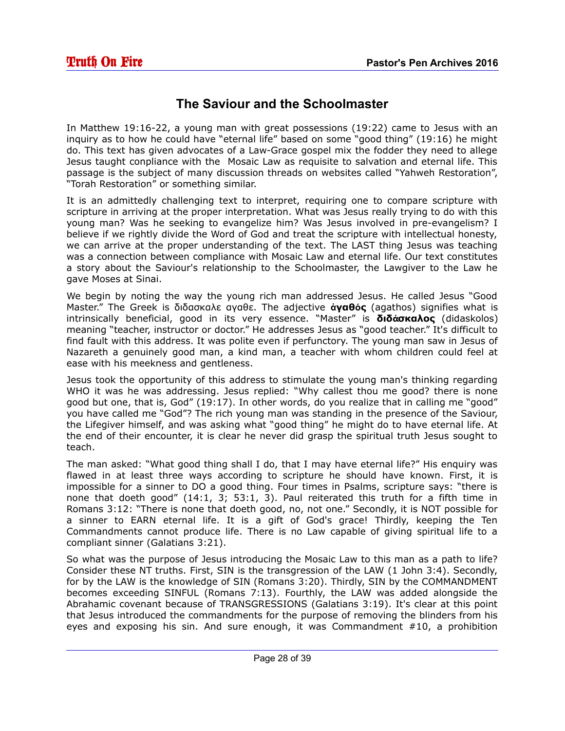## The Saviour and the Schoolmaster

In Matthew 19:16-22, a young man with great possessions (19:22) came to Jesus with an inquiry as to how he could have "eternal life" based on some "good thing" (19:16) he might do. This text has given advocates of a Law-Grace gospel mix the fodder they need to allege Jesus taught conpliance with the Mosaic Law as requisite to salvation and eternal life. This passage is the subject of many discussion threads on websites called "Yahweh Restoration", "Torah Restoration" or something similar.

It is an admittedly challenging text to interpret, requiring one to compare scripture with scripture in arriving at the proper interpretation. What was Jesus really trying to do with this young man? Was he seeking to evangelize him? Was Jesus involved in pre-evangelism? I believe if we rightly divide the Word of God and treat the scripture with intellectual honesty, we can arrive at the proper understanding of the text. The LAST thing Jesus was teaching was a connection between compliance with Mosaic Law and eternal life. Our text constitutes a story about the Saviour's relationship to the Schoolmaster, the Lawgiver to the Law he gave Moses at Sinai.

We begin by noting the way the young rich man addressed Jesus. He called Jesus "Good Master." The Greek is διδασκαλε αγαθε. The adjective **ἀγαθός** (agathos) signifies what is intrinsically beneficial, good in its very essence. "Master" is **διδάσκαλος** (didaskolos) meaning "teacher, instructor or doctor." He addresses Jesus as "good teacher." It's difficult to find fault with this address. It was polite even if perfunctory. The young man saw in Jesus of Nazareth a genuinely good man, a kind man, a teacher with whom children could feel at ease with his meekness and gentleness.

Jesus took the opportunity of this address to stimulate the young man's thinking regarding WHO it was he was addressing. Jesus replied: "Why callest thou me good? there is none good but one, that is, God" (19:17). In other words, do you realize that in calling me "good" you have called me "God"? The rich young man was standing in the presence of the Saviour, the Lifegiver himself, and was asking what "good thing" he might do to have eternal life. At the end of their encounter, it is clear he never did grasp the spiritual truth Jesus sought to teach.

The man asked: "What good thing shall I do, that I may have eternal life?" His enquiry was flawed in at least three ways according to scripture he should have known. First, it is impossible for a sinner to DO a good thing. Four times in Psalms, scripture says: "there is none that doeth good" (14:1, 3; 53:1, 3). Paul reiterated this truth for a fifth time in Romans 3:12: "There is none that doeth good, no, not one." Secondly, it is NOT possible for a sinner to EARN eternal life. It is a gift of God's grace! Thirdly, keeping the Ten Commandments cannot produce life. There is no Law capable of giving spiritual life to a compliant sinner (Galatians 3:21).

So what was the purpose of Jesus introducing the Mosaic Law to this man as a path to life? Consider these NT truths. First, SIN is the transgression of the LAW (1 John 3:4). Secondly, for by the LAW is the knowledge of SIN (Romans 3:20). Thirdly, SIN by the COMMANDMENT becomes exceeding SINFUL (Romans 7:13). Fourthly, the LAW was added alongside the Abrahamic covenant because of TRANSGRESSIONS (Galatians 3:19). It's clear at this point that Jesus introduced the commandments for the purpose of removing the blinders from his eyes and exposing his sin. And sure enough, it was Commandment #10, a prohibition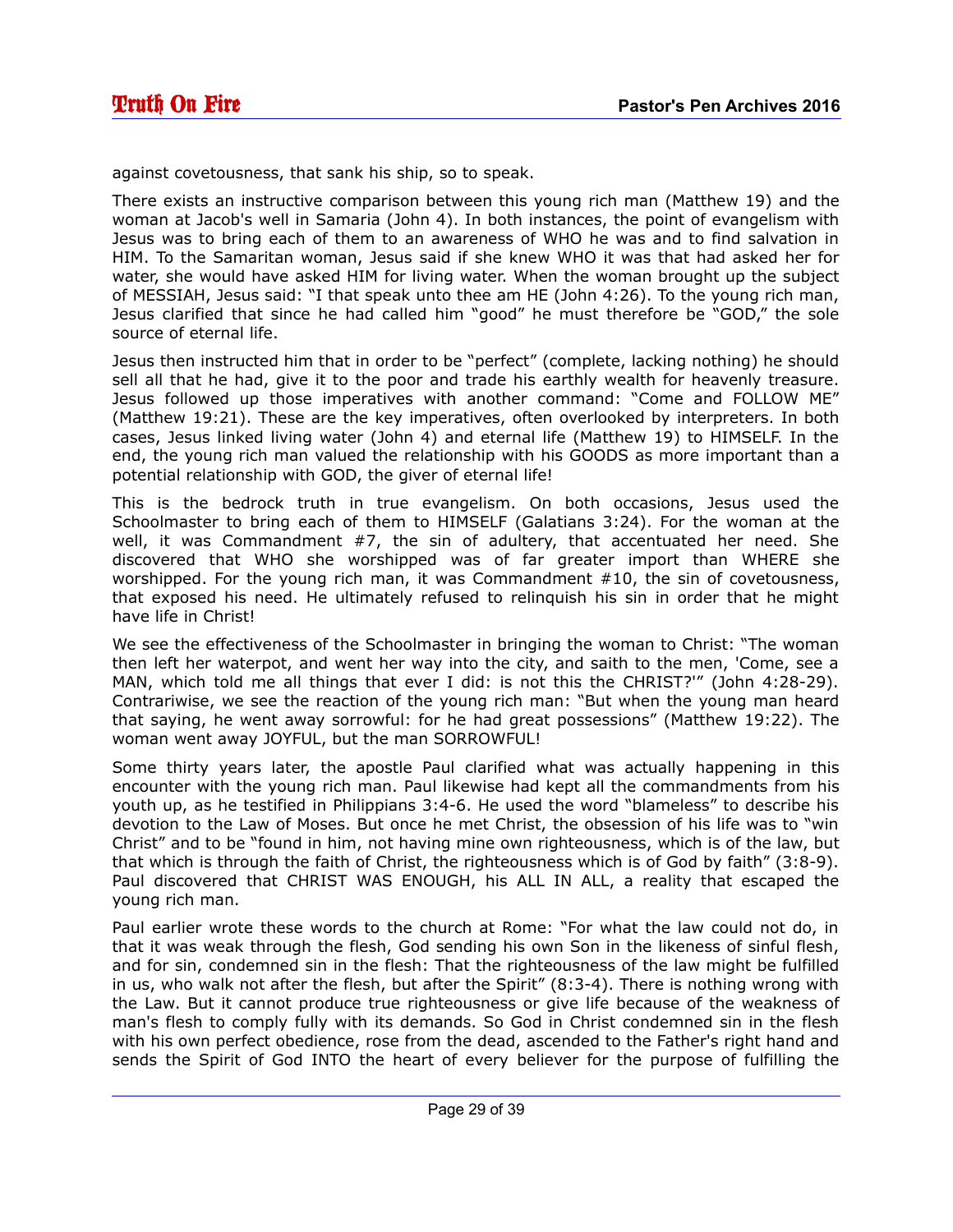against covetousness, that sank his ship, so to speak.

There exists an instructive comparison between this young rich man (Matthew 19) and the woman at Jacob's well in Samaria (John 4). In both instances, the point of evangelism with Jesus was to bring each of them to an awareness of WHO he was and to find salvation in HIM. To the Samaritan woman, Jesus said if she knew WHO it was that had asked her for water, she would have asked HIM for living water. When the woman brought up the subject of MESSIAH, Jesus said: "I that speak unto thee am HE (John 4:26). To the young rich man, Jesus clarified that since he had called him "good" he must therefore be "GOD," the sole source of eternal life.

Jesus then instructed him that in order to be "perfect" (complete, lacking nothing) he should sell all that he had, give it to the poor and trade his earthly wealth for heavenly treasure. Jesus followed up those imperatives with another command: "Come and FOLLOW ME" (Matthew 19:21). These are the key imperatives, often overlooked by interpreters. In both cases, Jesus linked living water (John 4) and eternal life (Matthew 19) to HIMSELF. In the end, the young rich man valued the relationship with his GOODS as more important than a potential relationship with GOD, the giver of eternal life!

This is the bedrock truth in true evangelism. On both occasions, Jesus used the Schoolmaster to bring each of them to HIMSELF (Galatians 3:24). For the woman at the well, it was Commandment #7, the sin of adultery, that accentuated her need. She discovered that WHO she worshipped was of far greater import than WHERE she worshipped. For the young rich man, it was Commandment #10, the sin of covetousness, that exposed his need. He ultimately refused to relinquish his sin in order that he might have life in Christ!

We see the effectiveness of the Schoolmaster in bringing the woman to Christ: "The woman then left her waterpot, and went her way into the city, and saith to the men, 'Come, see a MAN, which told me all things that ever I did: is not this the CHRIST?'" (John 4:28-29). Contrariwise, we see the reaction of the young rich man: "But when the young man heard that saying, he went away sorrowful: for he had great possessions" (Matthew 19:22). The woman went away JOYFUL, but the man SORROWFUL!

Some thirty years later, the apostle Paul clarified what was actually happening in this encounter with the young rich man. Paul likewise had kept all the commandments from his youth up, as he testified in Philippians 3:4-6. He used the word "blameless" to describe his devotion to the Law of Moses. But once he met Christ, the obsession of his life was to "win Christ" and to be "found in him, not having mine own righteousness, which is of the law, but that which is through the faith of Christ, the righteousness which is of God by faith" (3:8-9). Paul discovered that CHRIST WAS ENOUGH, his ALL IN ALL, a reality that escaped the young rich man.

Paul earlier wrote these words to the church at Rome: "For what the law could not do, in that it was weak through the flesh, God sending his own Son in the likeness of sinful flesh, and for sin, condemned sin in the flesh: That the righteousness of the law might be fulfilled in us, who walk not after the flesh, but after the Spirit" (8:3-4). There is nothing wrong with the Law. But it cannot produce true righteousness or give life because of the weakness of man's flesh to comply fully with its demands. So God in Christ condemned sin in the flesh with his own perfect obedience, rose from the dead, ascended to the Father's right hand and sends the Spirit of God INTO the heart of every believer for the purpose of fulfilling the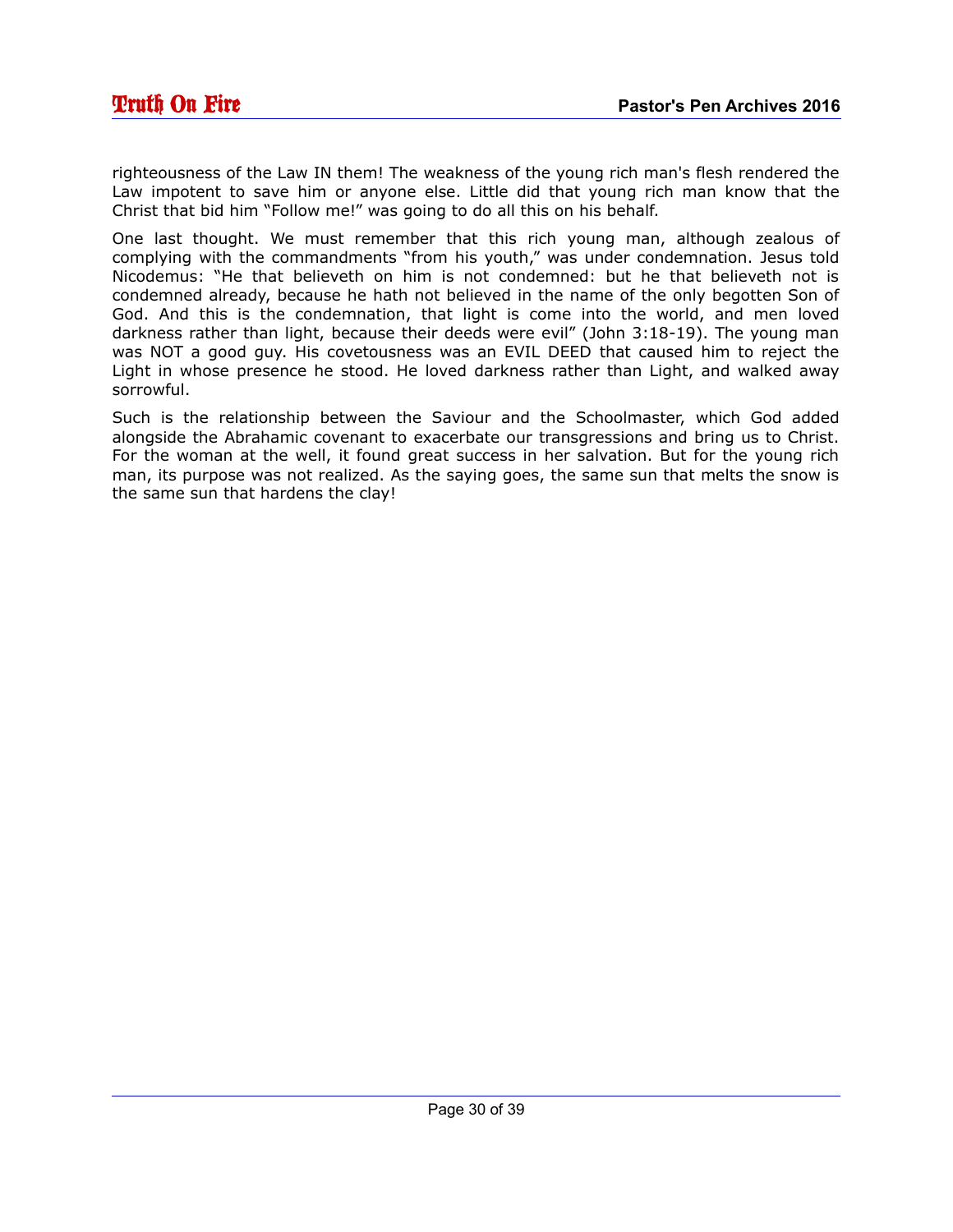righteousness of the Law IN them! The weakness of the young rich man's flesh rendered the Law impotent to save him or anyone else. Little did that young rich man know that the Christ that bid him "Follow me!" was going to do all this on his behalf.

One last thought. We must remember that this rich young man, although zealous of complying with the commandments "from his youth," was under condemnation. Jesus told Nicodemus: "He that believeth on him is not condemned: but he that believeth not is condemned already, because he hath not believed in the name of the only begotten Son of God. And this is the condemnation, that light is come into the world, and men loved darkness rather than light, because their deeds were evil" (John 3:18-19). The young man was NOT a good guy. His covetousness was an EVIL DEED that caused him to reject the Light in whose presence he stood. He loved darkness rather than Light, and walked away sorrowful.

Such is the relationship between the Saviour and the Schoolmaster, which God added alongside the Abrahamic covenant to exacerbate our transgressions and bring us to Christ. For the woman at the well, it found great success in her salvation. But for the young rich man, its purpose was not realized. As the saying goes, the same sun that melts the snow is the same sun that hardens the clay!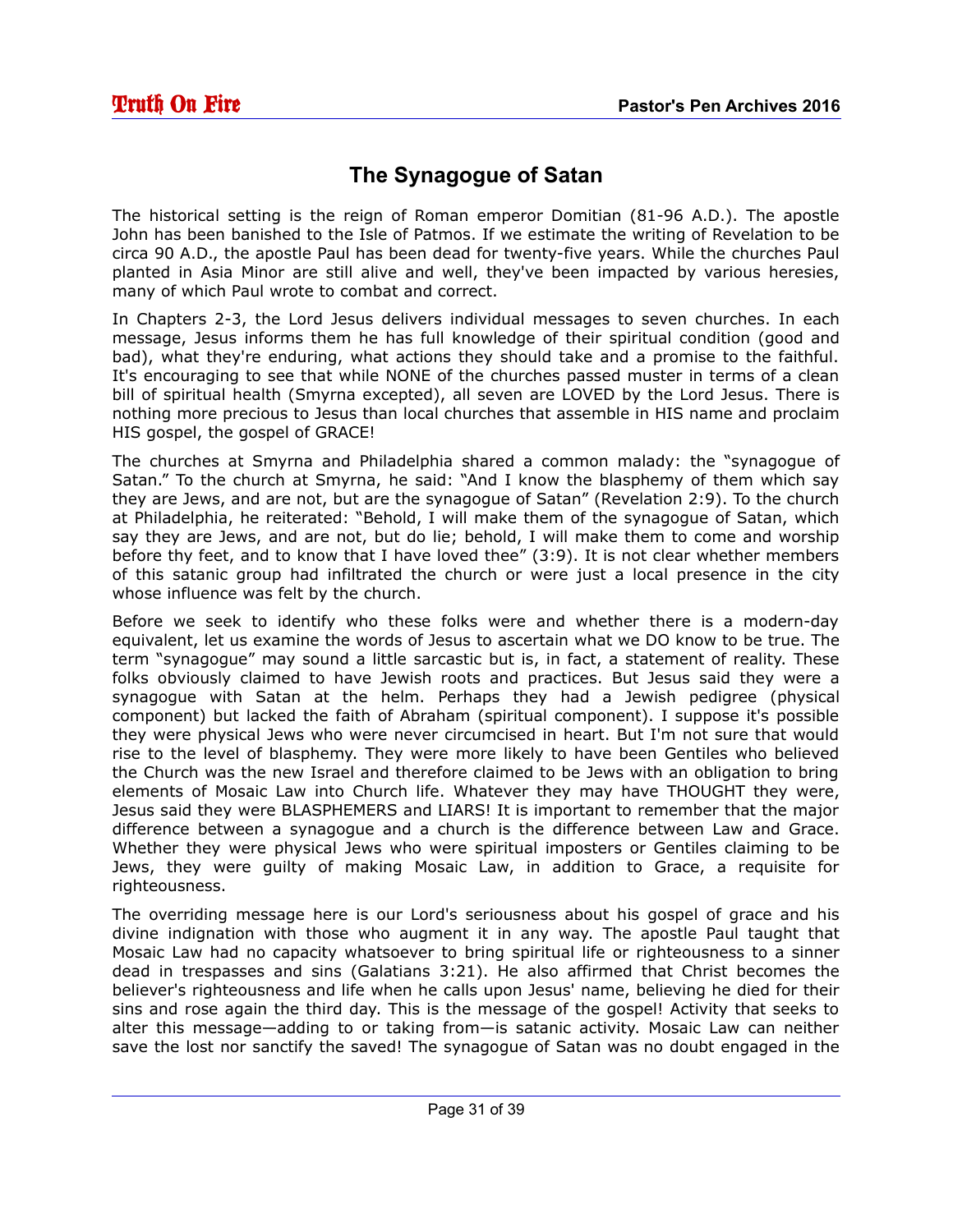# The Synagogue of Satan

The historical setting is the reign of Roman emperor Domitian (81-96 A.D.). The apostle John has been banished to the Isle of Patmos. If we estimate the writing of Revelation to be circa 90 A.D., the apostle Paul has been dead for twenty-five years. While the churches Paul planted in Asia Minor are still alive and well, they've been impacted by various heresies, many of which Paul wrote to combat and correct.

In Chapters 2-3, the Lord Jesus delivers individual messages to seven churches. In each message, Jesus informs them he has full knowledge of their spiritual condition (good and bad), what they're enduring, what actions they should take and a promise to the faithful. It's encouraging to see that while NONE of the churches passed muster in terms of a clean bill of spiritual health (Smyrna excepted), all seven are LOVED by the Lord Jesus. There is nothing more precious to Jesus than local churches that assemble in HIS name and proclaim HIS gospel, the gospel of GRACE!

The churches at Smyrna and Philadelphia shared a common malady: the "synagogue of Satan." To the church at Smyrna, he said: "And I know the blasphemy of them which say they are Jews, and are not, but are the synagogue of Satan" (Revelation 2:9). To the church at Philadelphia, he reiterated: "Behold, I will make them of the synagogue of Satan, which say they are Jews, and are not, but do lie; behold, I will make them to come and worship before thy feet, and to know that I have loved thee" (3:9). It is not clear whether members of this satanic group had infiltrated the church or were just a local presence in the city whose influence was felt by the church.

Before we seek to identify who these folks were and whether there is a modern-day equivalent, let us examine the words of Jesus to ascertain what we DO know to be true. The term "synagogue" may sound a little sarcastic but is, in fact, a statement of reality. These folks obviously claimed to have Jewish roots and practices. But Jesus said they were a synagogue with Satan at the helm. Perhaps they had a Jewish pedigree (physical component) but lacked the faith of Abraham (spiritual component). I suppose it's possible they were physical Jews who were never circumcised in heart. But I'm not sure that would rise to the level of blasphemy. They were more likely to have been Gentiles who believed the Church was the new Israel and therefore claimed to be Jews with an obligation to bring elements of Mosaic Law into Church life. Whatever they may have THOUGHT they were, Jesus said they were BLASPHEMERS and LIARS! It is important to remember that the major difference between a synagogue and a church is the difference between Law and Grace. Whether they were physical Jews who were spiritual imposters or Gentiles claiming to be Jews, they were guilty of making Mosaic Law, in addition to Grace, a requisite for righteousness.

The overriding message here is our Lord's seriousness about his gospel of grace and his divine indignation with those who augment it in any way. The apostle Paul taught that Mosaic Law had no capacity whatsoever to bring spiritual life or righteousness to a sinner dead in trespasses and sins (Galatians 3:21). He also affirmed that Christ becomes the believer's righteousness and life when he calls upon Jesus' name, believing he died for their sins and rose again the third day. This is the message of the gospel! Activity that seeks to alter this message—adding to or taking from—is satanic activity. Mosaic Law can neither save the lost nor sanctify the saved! The synagogue of Satan was no doubt engaged in the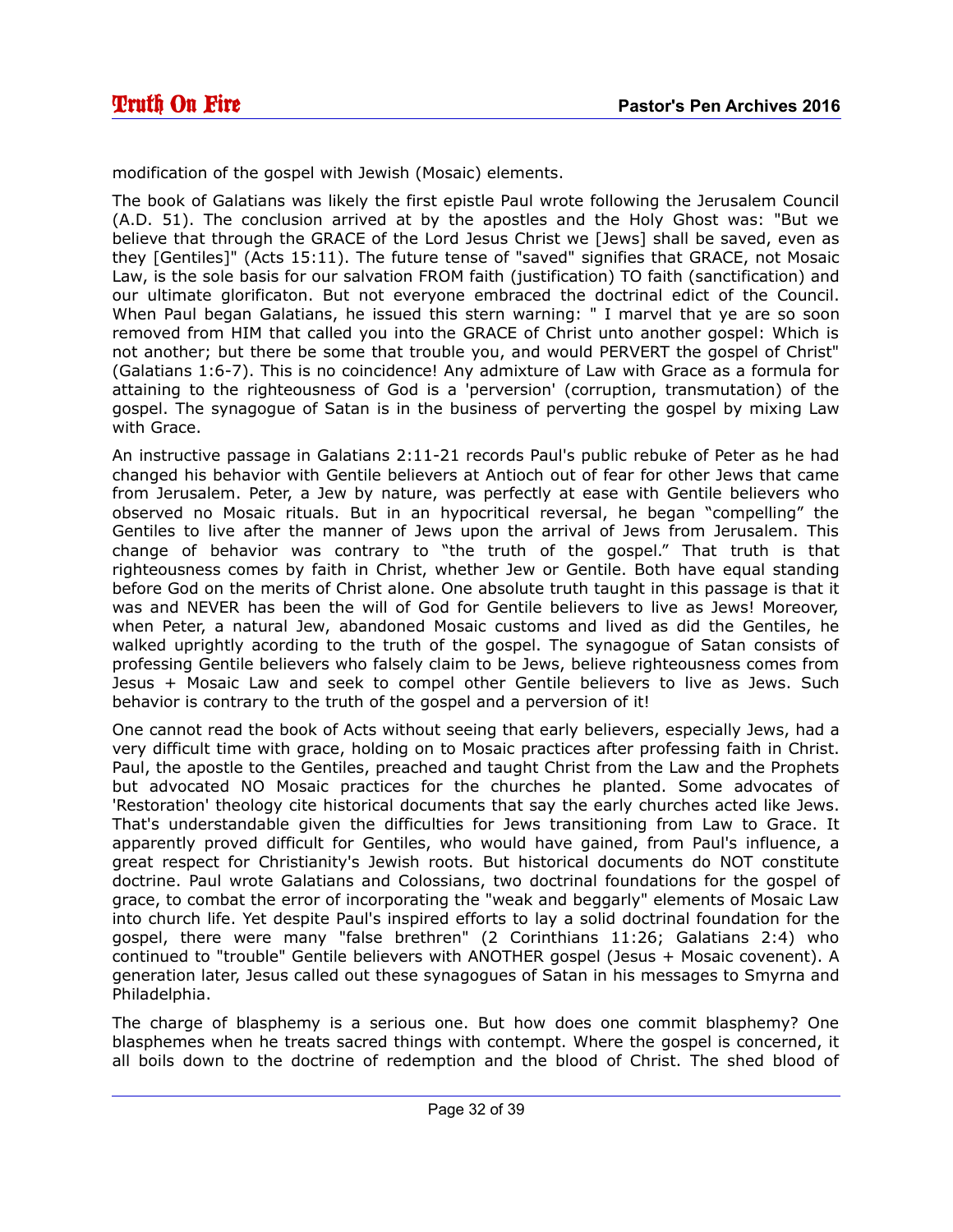modification of the gospel with Jewish (Mosaic) elements.

The book of Galatians was likely the first epistle Paul wrote following the Jerusalem Council (A.D. 51). The conclusion arrived at by the apostles and the Holy Ghost was: "But we believe that through the GRACE of the Lord Jesus Christ we [Jews] shall be saved, even as they [Gentiles]" (Acts 15:11). The future tense of "saved" signifies that GRACE, not Mosaic Law, is the sole basis for our salvation FROM faith (justification) TO faith (sanctification) and our ultimate glorificaton. But not everyone embraced the doctrinal edict of the Council. When Paul began Galatians, he issued this stern warning: " I marvel that ye are so soon removed from HIM that called you into the GRACE of Christ unto another gospel: Which is not another; but there be some that trouble you, and would PERVERT the gospel of Christ" (Galatians 1:6-7). This is no coincidence! Any admixture of Law with Grace as a formula for attaining to the righteousness of God is a 'perversion' (corruption, transmutation) of the gospel. The synagogue of Satan is in the business of perverting the gospel by mixing Law with Grace.

An instructive passage in Galatians 2:11-21 records Paul's public rebuke of Peter as he had changed his behavior with Gentile believers at Antioch out of fear for other Jews that came from Jerusalem. Peter, a Jew by nature, was perfectly at ease with Gentile believers who observed no Mosaic rituals. But in an hypocritical reversal, he began "compelling" the Gentiles to live after the manner of Jews upon the arrival of Jews from Jerusalem. This change of behavior was contrary to "the truth of the gospel." That truth is that righteousness comes by faith in Christ, whether Jew or Gentile. Both have equal standing before God on the merits of Christ alone. One absolute truth taught in this passage is that it was and NEVER has been the will of God for Gentile believers to live as Jews! Moreover, when Peter, a natural Jew, abandoned Mosaic customs and lived as did the Gentiles, he walked uprightly acording to the truth of the gospel. The synagogue of Satan consists of professing Gentile believers who falsely claim to be Jews, believe righteousness comes from Jesus + Mosaic Law and seek to compel other Gentile believers to live as Jews. Such behavior is contrary to the truth of the gospel and a perversion of it!

One cannot read the book of Acts without seeing that early believers, especially Jews, had a very difficult time with grace, holding on to Mosaic practices after professing faith in Christ. Paul, the apostle to the Gentiles, preached and taught Christ from the Law and the Prophets but advocated NO Mosaic practices for the churches he planted. Some advocates of 'Restoration' theology cite historical documents that say the early churches acted like Jews. That's understandable given the difficulties for Jews transitioning from Law to Grace. It apparently proved difficult for Gentiles, who would have gained, from Paul's influence, a great respect for Christianity's Jewish roots. But historical documents do NOT constitute doctrine. Paul wrote Galatians and Colossians, two doctrinal foundations for the gospel of grace, to combat the error of incorporating the "weak and beggarly" elements of Mosaic Law into church life. Yet despite Paul's inspired efforts to lay a solid doctrinal foundation for the gospel, there were many "false brethren" (2 Corinthians 11:26; Galatians 2:4) who continued to "trouble" Gentile believers with ANOTHER gospel (Jesus + Mosaic covenent). A generation later, Jesus called out these synagogues of Satan in his messages to Smyrna and Philadelphia.

The charge of blasphemy is a serious one. But how does one commit blasphemy? One blasphemes when he treats sacred things with contempt. Where the gospel is concerned, it all boils down to the doctrine of redemption and the blood of Christ. The shed blood of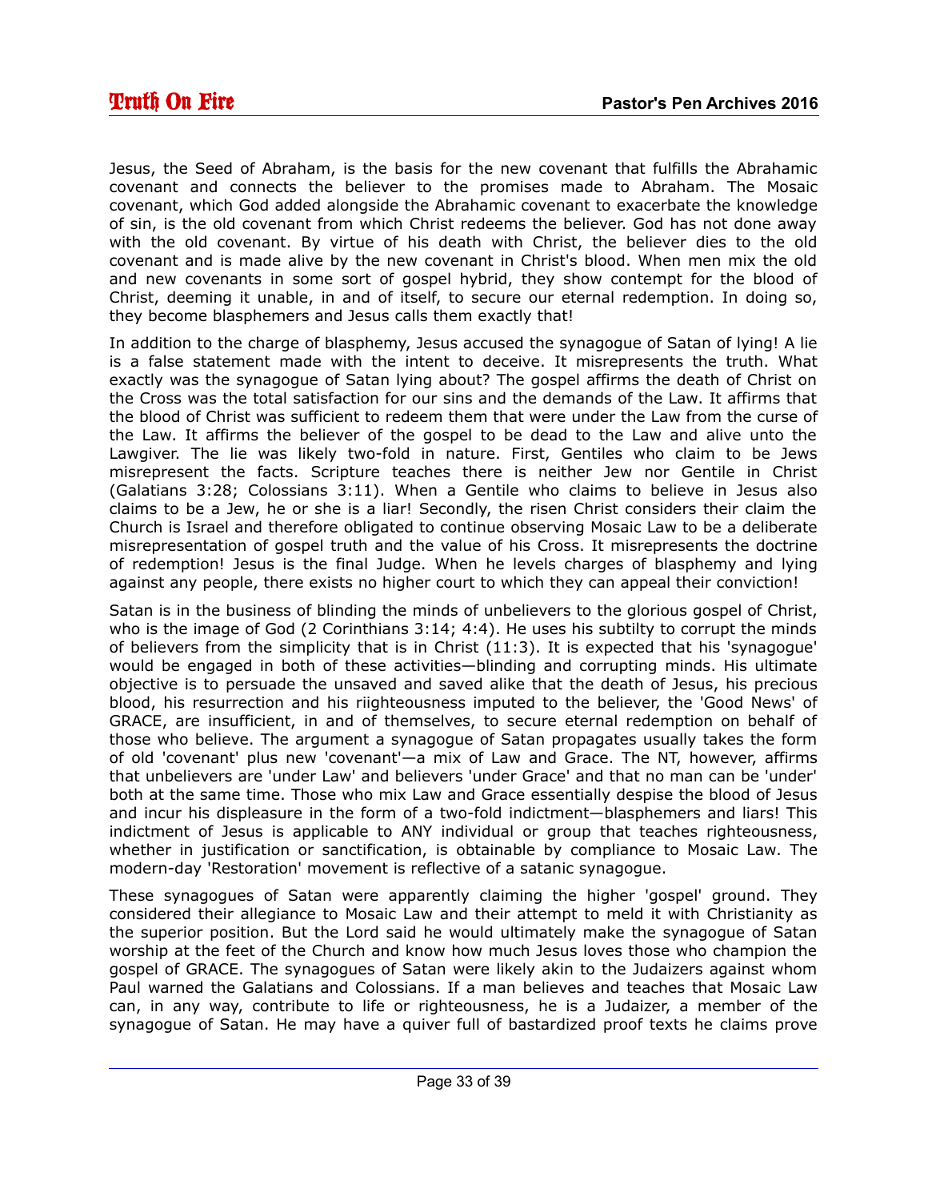Jesus, the Seed of Abraham, is the basis for the new covenant that fulfills the Abrahamic covenant and connects the believer to the promises made to Abraham. The Mosaic covenant, which God added alongside the Abrahamic covenant to exacerbate the knowledge of sin, is the old covenant from which Christ redeems the believer. God has not done away with the old covenant. By virtue of his death with Christ, the believer dies to the old covenant and is made alive by the new covenant in Christ's blood. When men mix the old and new covenants in some sort of gospel hybrid, they show contempt for the blood of Christ, deeming it unable, in and of itself, to secure our eternal redemption. In doing so, they become blasphemers and Jesus calls them exactly that!

In addition to the charge of blasphemy, Jesus accused the synagogue of Satan of lying! A lie is a false statement made with the intent to deceive. It misrepresents the truth. What exactly was the synagogue of Satan lying about? The gospel affirms the death of Christ on the Cross was the total satisfaction for our sins and the demands of the Law. It affirms that the blood of Christ was sufficient to redeem them that were under the Law from the curse of the Law. It affirms the believer of the gospel to be dead to the Law and alive unto the Lawgiver. The lie was likely two-fold in nature. First, Gentiles who claim to be Jews misrepresent the facts. Scripture teaches there is neither Jew nor Gentile in Christ (Galatians 3:28; Colossians 3:11). When a Gentile who claims to believe in Jesus also claims to be a Jew, he or she is a liar! Secondly, the risen Christ considers their claim the Church is Israel and therefore obligated to continue observing Mosaic Law to be a deliberate misrepresentation of gospel truth and the value of his Cross. It misrepresents the doctrine of redemption! Jesus is the final Judge. When he levels charges of blasphemy and lying against any people, there exists no higher court to which they can appeal their conviction!

Satan is in the business of blinding the minds of unbelievers to the glorious gospel of Christ, who is the image of God (2 Corinthians 3:14; 4:4). He uses his subtilty to corrupt the minds of believers from the simplicity that is in Christ (11:3). It is expected that his 'synagogue' would be engaged in both of these activities—blinding and corrupting minds. His ultimate objective is to persuade the unsaved and saved alike that the death of Jesus, his precious blood, his resurrection and his riighteousness imputed to the believer, the 'Good News' of GRACE, are insufficient, in and of themselves, to secure eternal redemption on behalf of those who believe. The argument a synagogue of Satan propagates usually takes the form of old 'covenant' plus new 'covenant'—a mix of Law and Grace. The NT, however, affirms that unbelievers are 'under Law' and believers 'under Grace' and that no man can be 'under' both at the same time. Those who mix Law and Grace essentially despise the blood of Jesus and incur his displeasure in the form of a two-fold indictment—blasphemers and liars! This indictment of Jesus is applicable to ANY individual or group that teaches righteousness, whether in justification or sanctification, is obtainable by compliance to Mosaic Law. The modern-day 'Restoration' movement is reflective of a satanic synagogue.

These synagogues of Satan were apparently claiming the higher 'gospel' ground. They considered their allegiance to Mosaic Law and their attempt to meld it with Christianity as the superior position. But the Lord said he would ultimately make the synagogue of Satan worship at the feet of the Church and know how much Jesus loves those who champion the gospel of GRACE. The synagogues of Satan were likely akin to the Judaizers against whom Paul warned the Galatians and Colossians. If a man believes and teaches that Mosaic Law can, in any way, contribute to life or righteousness, he is a Judaizer, a member of the synagogue of Satan. He may have a quiver full of bastardized proof texts he claims prove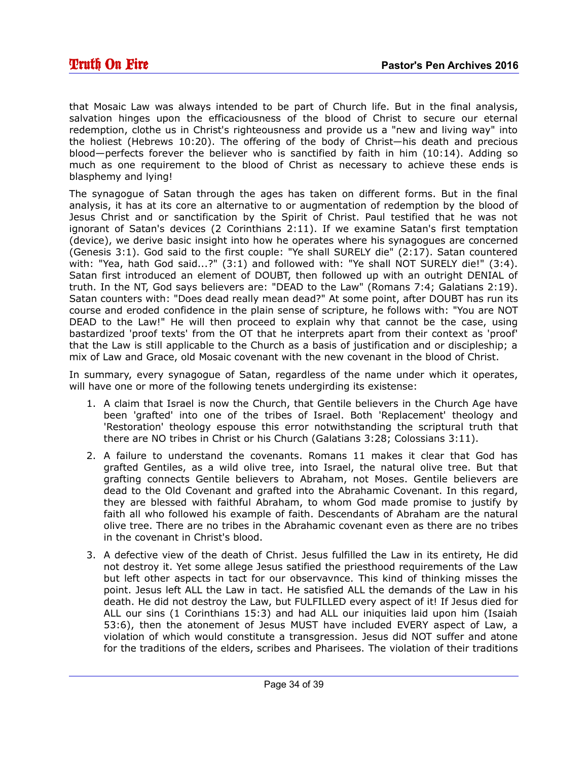that Mosaic Law was always intended to be part of Church life. But in the final analysis, salvation hinges upon the efficaciousness of the blood of Christ to secure our eternal redemption, clothe us in Christ's righteousness and provide us a "new and living way" into the holiest (Hebrews 10:20). The offering of the body of Christ—his death and precious blood—perfects forever the believer who is sanctified by faith in him (10:14). Adding so much as one requirement to the blood of Christ as necessary to achieve these ends is blasphemy and lying!

The synagogue of Satan through the ages has taken on different forms. But in the final analysis, it has at its core an alternative to or augmentation of redemption by the blood of Jesus Christ and or sanctification by the Spirit of Christ. Paul testified that he was not ignorant of Satan's devices (2 Corinthians 2:11). If we examine Satan's first temptation (device), we derive basic insight into how he operates where his synagogues are concerned (Genesis 3:1). God said to the first couple: "Ye shall SURELY die" (2:17). Satan countered with: "Yea, hath God said...?" (3:1) and followed with: "Ye shall NOT SURELY die!" (3:4). Satan first introduced an element of DOUBT, then followed up with an outright DENIAL of truth. In the NT, God says believers are: "DEAD to the Law" (Romans 7:4; Galatians 2:19). Satan counters with: "Does dead really mean dead?" At some point, after DOUBT has run its course and eroded confidence in the plain sense of scripture, he follows with: "You are NOT DEAD to the Law!" He will then proceed to explain why that cannot be the case, using bastardized 'proof texts' from the OT that he interprets apart from their context as 'proof' that the Law is still applicable to the Church as a basis of justification and or discipleship; a mix of Law and Grace, old Mosaic covenant with the new covenant in the blood of Christ.

In summary, every synagogue of Satan, regardless of the name under which it operates, will have one or more of the following tenets undergirding its existense:

1. A claim that Israel is now the Church, that Gentile believers in the Church Age have been 'grafted' into one of the tribes of Israel. Both 'Replacement' theology and 'Restoration' theology espouse this error notwithstanding the scriptural truth that there are NO tribes in Christ or his Church (Galatians 3:28; Colossians 3:11).
2. A failure to understand the covenants. Romans 11 makes it clear that God has grafted Gentiles, as a wild olive tree, into Israel, the natural olive tree. But that grafting connects Gentile believers to Abraham, not Moses. Gentile believers are dead to the Old Covenant and grafted into the Abrahamic Covenant. In this regard, they are blessed with faithful Abraham, to whom God made promise to justify by faith all who followed his example of faith. Descendants of Abraham are the natural olive tree. There are no tribes in the Abrahamic covenant even as there are no tribes in the covenant in Christ's blood.
3. A defective view of the death of Christ. Jesus fulfilled the Law in its entirety, He did not destroy it. Yet some allege Jesus satified the priesthood requirements of the Law but left other aspects in tact for our observavnce. This kind of thinking misses the point. Jesus left ALL the Law in tact. He satisfied ALL the demands of the Law in his death. He did not destroy the Law, but FULFILLED every aspect of it! If Jesus died for ALL our sins (1 Corinthians 15:3) and had ALL our iniquities laid upon him (Isaiah 53:6), then the atonement of Jesus MUST have included EVERY aspect of Law, a violation of which would constitute a transgression. Jesus did NOT suffer and atone for the traditions of the elders, scribes and Pharisees. The violation of their traditions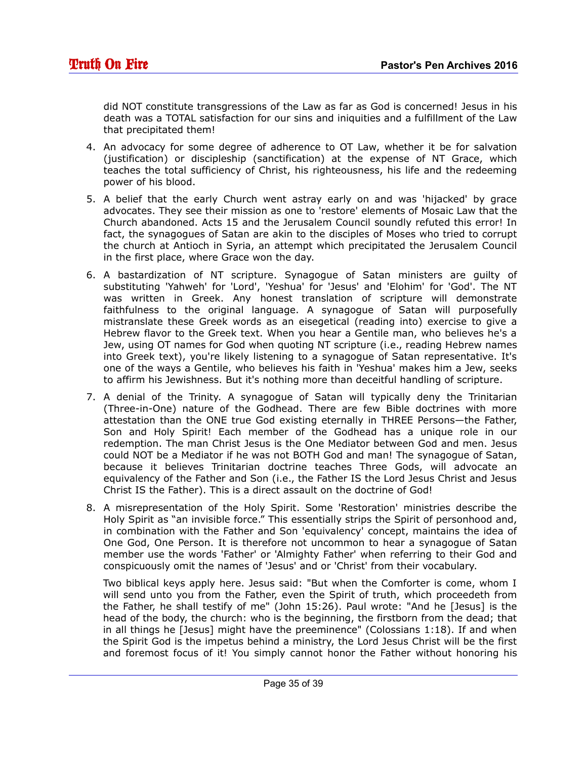did NOT constitute transgressions of the Law as far as God is concerned! Jesus in his death was a TOTAL satisfaction for our sins and iniquities and a fulfillment of the Law that precipitated them!

4. An advocacy for some degree of adherence to OT Law, whether it be for salvation (justification) or discipleship (sanctification) at the expense of NT Grace, which teaches the total sufficiency of Christ, his righteousness, his life and the redeeming power of his blood.

5. A belief that the early Church went astray early on and was 'hijacked' by grace advocates. They see their mission as one to 'restore' elements of Mosaic Law that the Church abandoned. Acts 15 and the Jerusalem Council soundly refuted this error! In fact, the synagogues of Satan are akin to the disciples of Moses who tried to corrupt the church at Antioch in Syria, an attempt which precipitated the Jerusalem Council in the first place, where Grace won the day.

6. A bastardization of NT scripture. Synagogue of Satan ministers are guilty of substituting 'Yahweh' for 'Lord', 'Yeshua' for 'Jesus' and 'Elohim' for 'God'. The NT was written in Greek. Any honest translation of scripture will demonstrate faithfulness to the original language. A synagogue of Satan will purposefully mistranslate these Greek words as an eisegetical (reading into) exercise to give a Hebrew flavor to the Greek text. When you hear a Gentile man, who believes he's a Jew, using OT names for God when quoting NT scripture (i.e., reading Hebrew names into Greek text), you're likely listening to a synagogue of Satan representative. It's one of the ways a Gentile, who believes his faith in 'Yeshua' makes him a Jew, seeks to affirm his Jewishness. But it's nothing more than deceitful handling of scripture.

7. A denial of the Trinity. A synagogue of Satan will typically deny the Trinitarian (Three-in-One) nature of the Godhead. There are few Bible doctrines with more attestation than the ONE true God existing eternally in THREE Persons—the Father, Son and Holy Spirit! Each member of the Godhead has a unique role in our redemption. The man Christ Jesus is the One Mediator between God and men. Jesus could NOT be a Mediator if he was not BOTH God and man! The synagogue of Satan, because it believes Trinitarian doctrine teaches Three Gods, will advocate an equivalency of the Father and Son (i.e., the Father IS the Lord Jesus Christ and Jesus Christ IS the Father). This is a direct assault on the doctrine of God!

8. A misrepresentation of the Holy Spirit. Some 'Restoration' ministries describe the Holy Spirit as "an invisible force." This essentially strips the Spirit of personhood and, in combination with the Father and Son 'equivalency' concept, maintains the idea of One God, One Person. It is therefore not uncommon to hear a synagogue of Satan member use the words 'Father' or 'Almighty Father' when referring to their God and conspicuously omit the names of 'Jesus' and or 'Christ' from their vocabulary.

   Two biblical keys apply here. Jesus said: "But when the Comforter is come, whom I will send unto you from the Father, even the Spirit of truth, which proceedeth from the Father, he shall testify of me" (John 15:26). Paul wrote: "And he [Jesus] is the head of the body, the church: who is the beginning, the firstborn from the dead; that in all things he [Jesus] might have the preeminence" (Colossians 1:18). If and when the Spirit God is the impetus behind a ministry, the Lord Jesus Christ will be the first and foremost focus of it! You simply cannot honor the Father without honoring his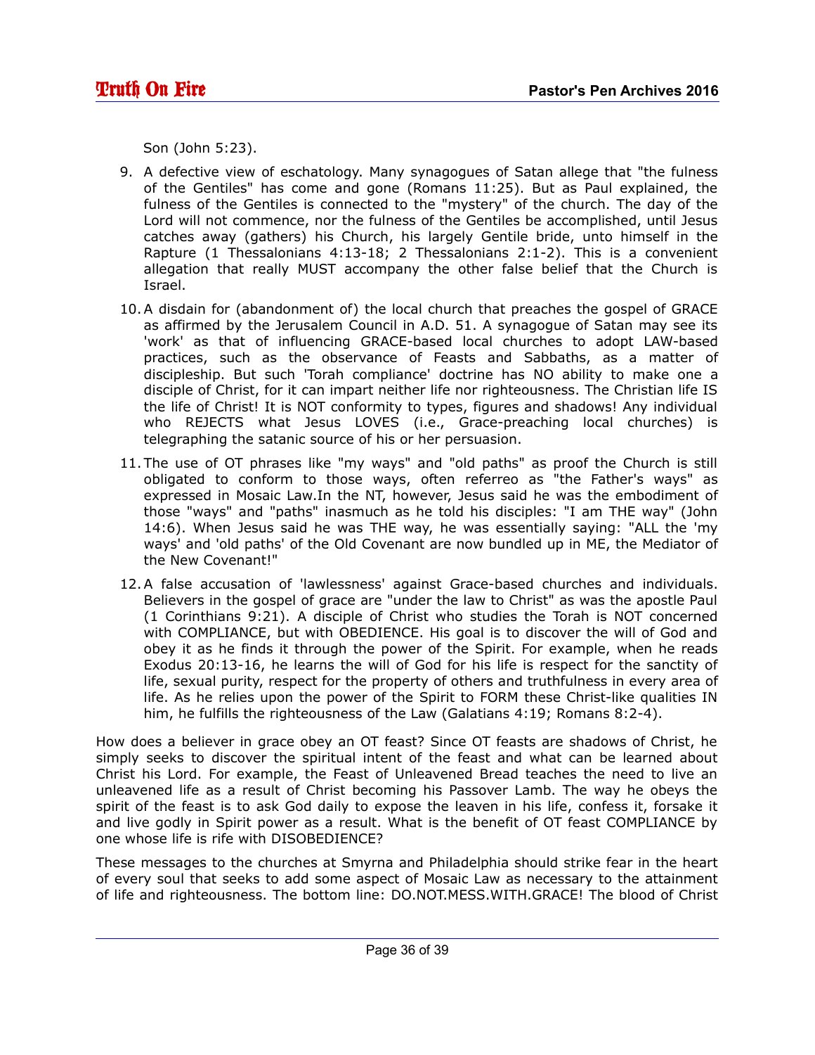Son (John 5:23).

9. A defective view of eschatology. Many synagogues of Satan allege that "the fulness of the Gentiles" has come and gone (Romans 11:25). But as Paul explained, the fulness of the Gentiles is connected to the "mystery" of the church. The day of the Lord will not commence, nor the fulness of the Gentiles be accomplished, until Jesus catches away (gathers) his Church, his largely Gentile bride, unto himself in the Rapture (1 Thessalonians 4:13-18; 2 Thessalonians 2:1-2). This is a convenient allegation that really MUST accompany the other false belief that the Church is Israel.
10. A disdain for (abandonment of) the local church that preaches the gospel of GRACE as affirmed by the Jerusalem Council in A.D. 51. A synagogue of Satan may see its 'work' as that of influencing GRACE-based local churches to adopt LAW-based practices, such as the observance of Feasts and Sabbaths, as a matter of discipleship. But such 'Torah compliance' doctrine has NO ability to make one a disciple of Christ, for it can impart neither life nor righteousness. The Christian life IS the life of Christ! It is NOT conformity to types, figures and shadows! Any individual who REJECTS what Jesus LOVES (i.e., Grace-preaching local churches) is telegraphing the satanic source of his or her persuasion.
11. The use of OT phrases like "my ways" and "old paths" as proof the Church is still obligated to conform to those ways, often referreo as "the Father's ways" as expressed in Mosaic Law.In the NT, however, Jesus said he was the embodiment of those "ways" and "paths" inasmuch as he told his disciples: "I am THE way" (John 14:6). When Jesus said he was THE way, he was essentially saying: "ALL the 'my ways' and 'old paths' of the Old Covenant are now bundled up in ME, the Mediator of the New Covenant!"
12. A false accusation of 'lawlessness' against Grace-based churches and individuals. Believers in the gospel of grace are "under the law to Christ" as was the apostle Paul (1 Corinthians 9:21). A disciple of Christ who studies the Torah is NOT concerned with COMPLIANCE, but with OBEDIENCE. His goal is to discover the will of God and obey it as he finds it through the power of the Spirit. For example, when he reads Exodus 20:13-16, he learns the will of God for his life is respect for the sanctity of life, sexual purity, respect for the property of others and truthfulness in every area of life. As he relies upon the power of the Spirit to FORM these Christ-like qualities IN him, he fulfills the righteousness of the Law (Galatians 4:19; Romans 8:2-4).

How does a believer in grace obey an OT feast? Since OT feasts are shadows of Christ, he simply seeks to discover the spiritual intent of the feast and what can be learned about Christ his Lord. For example, the Feast of Unleavened Bread teaches the need to live an unleavened life as a result of Christ becoming his Passover Lamb. The way he obeys the spirit of the feast is to ask God daily to expose the leaven in his life, confess it, forsake it and live godly in Spirit power as a result. What is the benefit of OT feast COMPLIANCE by one whose life is rife with DISOBEDIENCE?

These messages to the churches at Smyrna and Philadelphia should strike fear in the heart of every soul that seeks to add some aspect of Mosaic Law as necessary to the attainment of life and righteousness. The bottom line: DO.NOT.MESS.WITH.GRACE! The blood of Christ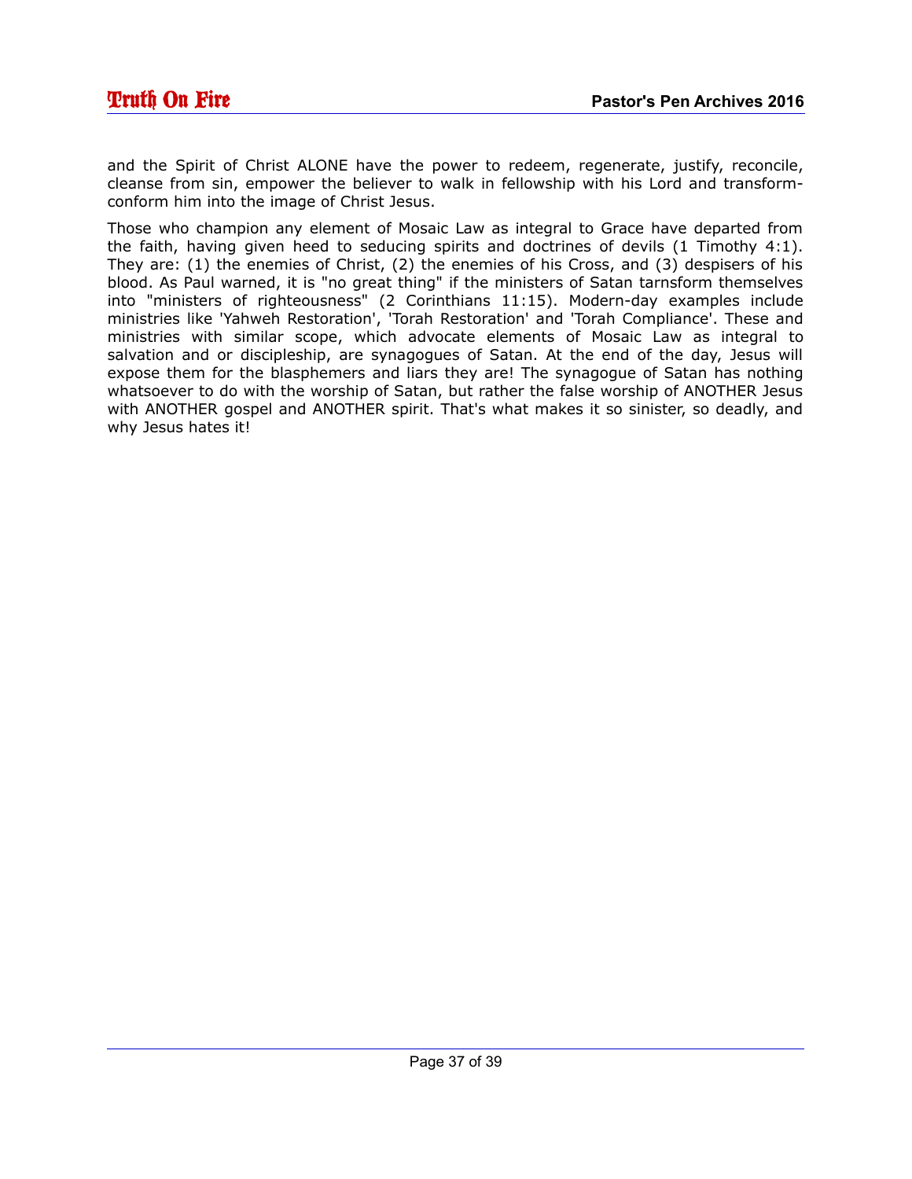and the Spirit of Christ ALONE have the power to redeem, regenerate, justify, reconcile, cleanse from sin, empower the believer to walk in fellowship with his Lord and transform-conform him into the image of Christ Jesus.

Those who champion any element of Mosaic Law as integral to Grace have departed from the faith, having given heed to seducing spirits and doctrines of devils (1 Timothy 4:1). They are: (1) the enemies of Christ, (2) the enemies of his Cross, and (3) despisers of his blood. As Paul warned, it is "no great thing" if the ministers of Satan tarnsform themselves into "ministers of righteousness" (2 Corinthians 11:15). Modern-day examples include ministries like 'Yahweh Restoration', 'Torah Restoration' and 'Torah Compliance'. These and ministries with similar scope, which advocate elements of Mosaic Law as integral to salvation and or discipleship, are synagogues of Satan. At the end of the day, Jesus will expose them for the blasphemers and liars they are! The synagogue of Satan has nothing whatsoever to do with the worship of Satan, but rather the false worship of ANOTHER Jesus with ANOTHER gospel and ANOTHER spirit. That's what makes it so sinister, so deadly, and why Jesus hates it!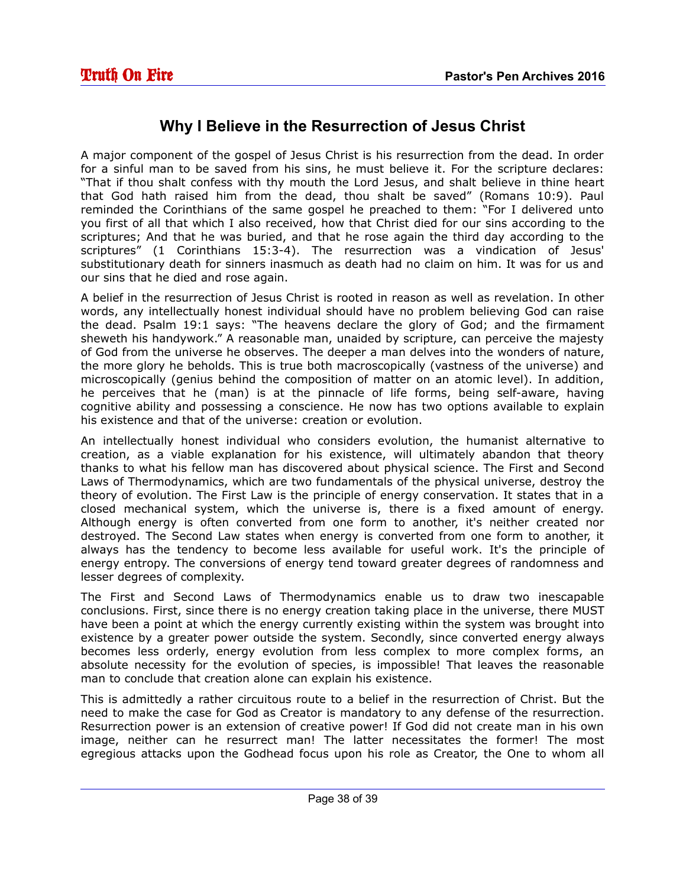## Why I Believe in the Resurrection of Jesus Christ

A major component of the gospel of Jesus Christ is his resurrection from the dead. In order for a sinful man to be saved from his sins, he must believe it. For the scripture declares: "That if thou shalt confess with thy mouth the Lord Jesus, and shalt believe in thine heart that God hath raised him from the dead, thou shalt be saved" (Romans 10:9). Paul reminded the Corinthians of the same gospel he preached to them: "For I delivered unto you first of all that which I also received, how that Christ died for our sins according to the scriptures; And that he was buried, and that he rose again the third day according to the scriptures" (1 Corinthians 15:3-4). The resurrection was a vindication of Jesus' substitutionary death for sinners inasmuch as death had no claim on him. It was for us and our sins that he died and rose again.

A belief in the resurrection of Jesus Christ is rooted in reason as well as revelation. In other words, any intellectually honest individual should have no problem believing God can raise the dead. Psalm 19:1 says: "The heavens declare the glory of God; and the firmament sheweth his handywork." A reasonable man, unaided by scripture, can perceive the majesty of God from the universe he observes. The deeper a man delves into the wonders of nature, the more glory he beholds. This is true both macroscopically (vastness of the universe) and microscopically (genius behind the composition of matter on an atomic level). In addition, he perceives that he (man) is at the pinnacle of life forms, being self-aware, having cognitive ability and possessing a conscience. He now has two options available to explain his existence and that of the universe: creation or evolution.

An intellectually honest individual who considers evolution, the humanist alternative to creation, as a viable explanation for his existence, will ultimately abandon that theory thanks to what his fellow man has discovered about physical science. The First and Second Laws of Thermodynamics, which are two fundamentals of the physical universe, destroy the theory of evolution. The First Law is the principle of energy conservation. It states that in a closed mechanical system, which the universe is, there is a fixed amount of energy. Although energy is often converted from one form to another, it's neither created nor destroyed. The Second Law states when energy is converted from one form to another, it always has the tendency to become less available for useful work. It's the principle of energy entropy. The conversions of energy tend toward greater degrees of randomness and lesser degrees of complexity.

The First and Second Laws of Thermodynamics enable us to draw two inescapable conclusions. First, since there is no energy creation taking place in the universe, there MUST have been a point at which the energy currently existing within the system was brought into existence by a greater power outside the system. Secondly, since converted energy always becomes less orderly, energy evolution from less complex to more complex forms, an absolute necessity for the evolution of species, is impossible! That leaves the reasonable man to conclude that creation alone can explain his existence.

This is admittedly a rather circuitous route to a belief in the resurrection of Christ. But the need to make the case for God as Creator is mandatory to any defense of the resurrection. Resurrection power is an extension of creative power! If God did not create man in his own image, neither can he resurrect man! The latter necessitates the former! The most egregious attacks upon the Godhead focus upon his role as Creator, the One to whom all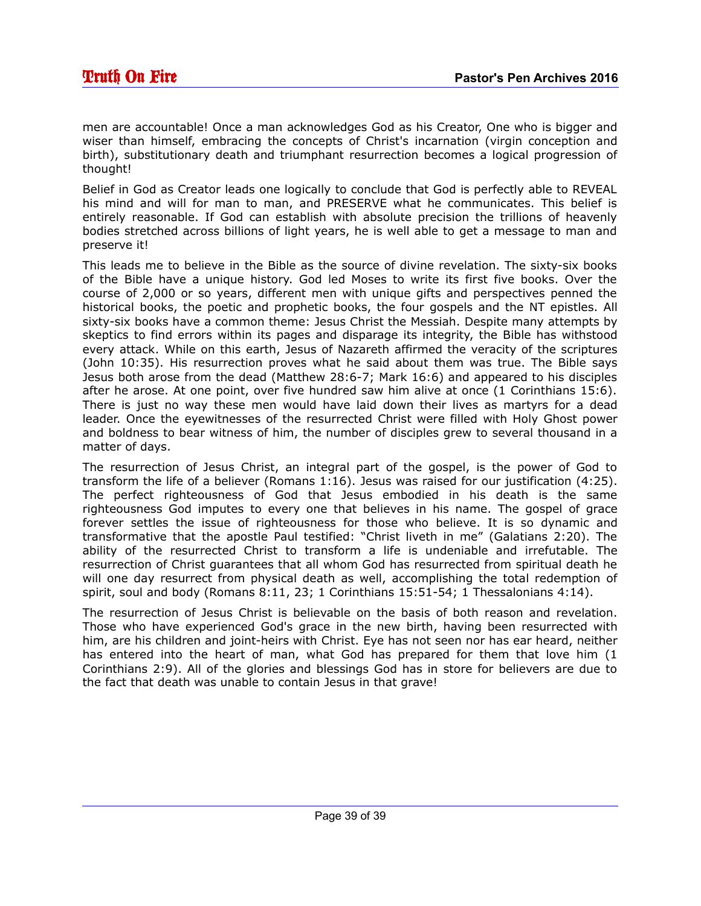men are accountable! Once a man acknowledges God as his Creator, One who is bigger and wiser than himself, embracing the concepts of Christ's incarnation (virgin conception and birth), substitutionary death and triumphant resurrection becomes a logical progression of thought!

Belief in God as Creator leads one logically to conclude that God is perfectly able to REVEAL his mind and will for man to man, and PRESERVE what he communicates. This belief is entirely reasonable. If God can establish with absolute precision the trillions of heavenly bodies stretched across billions of light years, he is well able to get a message to man and preserve it!

This leads me to believe in the Bible as the source of divine revelation. The sixty-six books of the Bible have a unique history. God led Moses to write its first five books. Over the course of 2,000 or so years, different men with unique gifts and perspectives penned the historical books, the poetic and prophetic books, the four gospels and the NT epistles. All sixty-six books have a common theme: Jesus Christ the Messiah. Despite many attempts by skeptics to find errors within its pages and disparage its integrity, the Bible has withstood every attack. While on this earth, Jesus of Nazareth affirmed the veracity of the scriptures (John 10:35). His resurrection proves what he said about them was true. The Bible says Jesus both arose from the dead (Matthew 28:6-7; Mark 16:6) and appeared to his disciples after he arose. At one point, over five hundred saw him alive at once (1 Corinthians 15:6). There is just no way these men would have laid down their lives as martyrs for a dead leader. Once the eyewitnesses of the resurrected Christ were filled with Holy Ghost power and boldness to bear witness of him, the number of disciples grew to several thousand in a matter of days.

The resurrection of Jesus Christ, an integral part of the gospel, is the power of God to transform the life of a believer (Romans 1:16). Jesus was raised for our justification (4:25). The perfect righteousness of God that Jesus embodied in his death is the same righteousness God imputes to every one that believes in his name. The gospel of grace forever settles the issue of righteousness for those who believe. It is so dynamic and transformative that the apostle Paul testified: “Christ liveth in me” (Galatians 2:20). The ability of the resurrected Christ to transform a life is undeniable and irrefutable. The resurrection of Christ guarantees that all whom God has resurrected from spiritual death he will one day resurrect from physical death as well, accomplishing the total redemption of spirit, soul and body (Romans 8:11, 23; 1 Corinthians 15:51-54; 1 Thessalonians 4:14).

The resurrection of Jesus Christ is believable on the basis of both reason and revelation. Those who have experienced God's grace in the new birth, having been resurrected with him, are his children and joint-heirs with Christ. Eye has not seen nor has ear heard, neither has entered into the heart of man, what God has prepared for them that love him (1 Corinthians 2:9). All of the glories and blessings God has in store for believers are due to the fact that death was unable to contain Jesus in that grave!